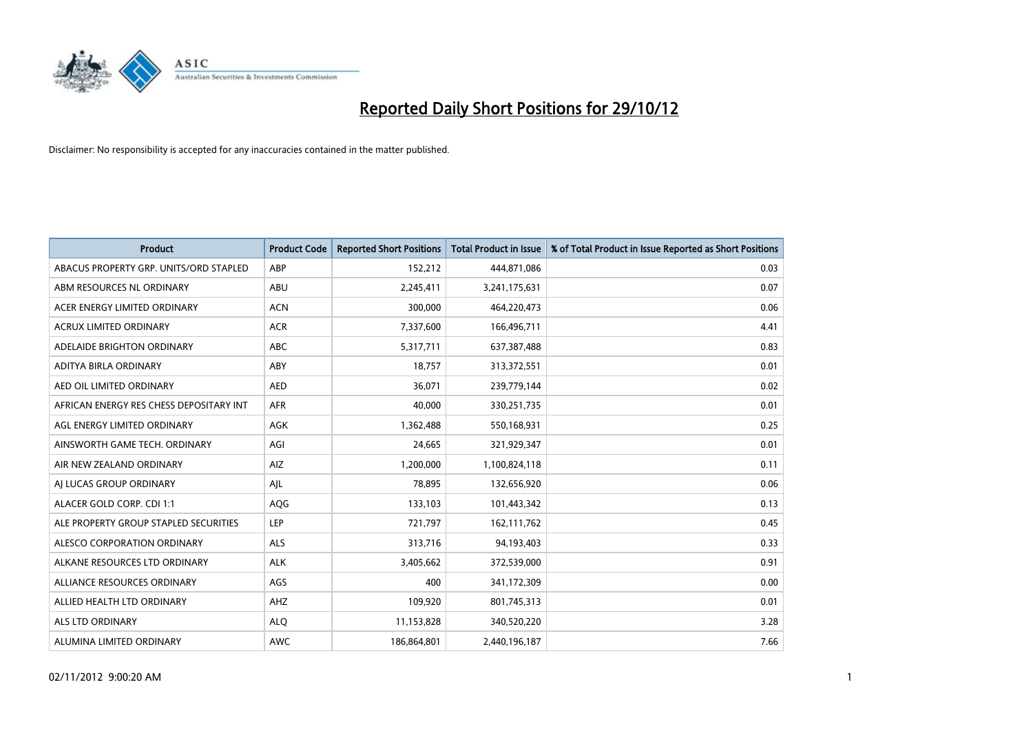# Reported Daily Short Positions for 29/10/12

Disclaimer: No responsibility is accepted for any inaccuracies contained in the matter published.

| Product | Product Code | Reported Short Positions | Total Product in Issue | % of Total Product in Issue Reported as Short Positions |
|---|---|---|---|---|
| ABACUS PROPERTY GRP. UNITS/ORD STAPLED | ABP | 152,212 | 444,871,086 | 0.03 |
| ABM RESOURCES NL ORDINARY | ABU | 2,245,411 | 3,241,175,631 | 0.07 |
| ACER ENERGY LIMITED ORDINARY | ACN | 300,000 | 464,220,473 | 0.06 |
| ACRUX LIMITED ORDINARY | ACR | 7,337,600 | 166,496,711 | 4.41 |
| ADELAIDE BRIGHTON ORDINARY | ABC | 5,317,711 | 637,387,488 | 0.83 |
| ADITYA BIRLA ORDINARY | ABY | 18,757 | 313,372,551 | 0.01 |
| AED OIL LIMITED ORDINARY | AED | 36,071 | 239,779,144 | 0.02 |
| AFRICAN ENERGY RES CHESS DEPOSITARY INT | AFR | 40,000 | 330,251,735 | 0.01 |
| AGL ENERGY LIMITED ORDINARY | AGK | 1,362,488 | 550,168,931 | 0.25 |
| AINSWORTH GAME TECH. ORDINARY | AGI | 24,665 | 321,929,347 | 0.01 |
| AIR NEW ZEALAND ORDINARY | AIZ | 1,200,000 | 1,100,824,118 | 0.11 |
| AJ LUCAS GROUP ORDINARY | AJL | 78,895 | 132,656,920 | 0.06 |
| ALACER GOLD CORP. CDI 1:1 | AQG | 133,103 | 101,443,342 | 0.13 |
| ALE PROPERTY GROUP STAPLED SECURITIES | LEP | 721,797 | 162,111,762 | 0.45 |
| ALESCO CORPORATION ORDINARY | ALS | 313,716 | 94,193,403 | 0.33 |
| ALKANE RESOURCES LTD ORDINARY | ALK | 3,405,662 | 372,539,000 | 0.91 |
| ALLIANCE RESOURCES ORDINARY | AGS | 400 | 341,172,309 | 0.00 |
| ALLIED HEALTH LTD ORDINARY | AHZ | 109,920 | 801,745,313 | 0.01 |
| ALS LTD ORDINARY | ALQ | 11,153,828 | 340,520,220 | 3.28 |
| ALUMINA LIMITED ORDINARY | AWC | 186,864,801 | 2,440,196,187 | 7.66 |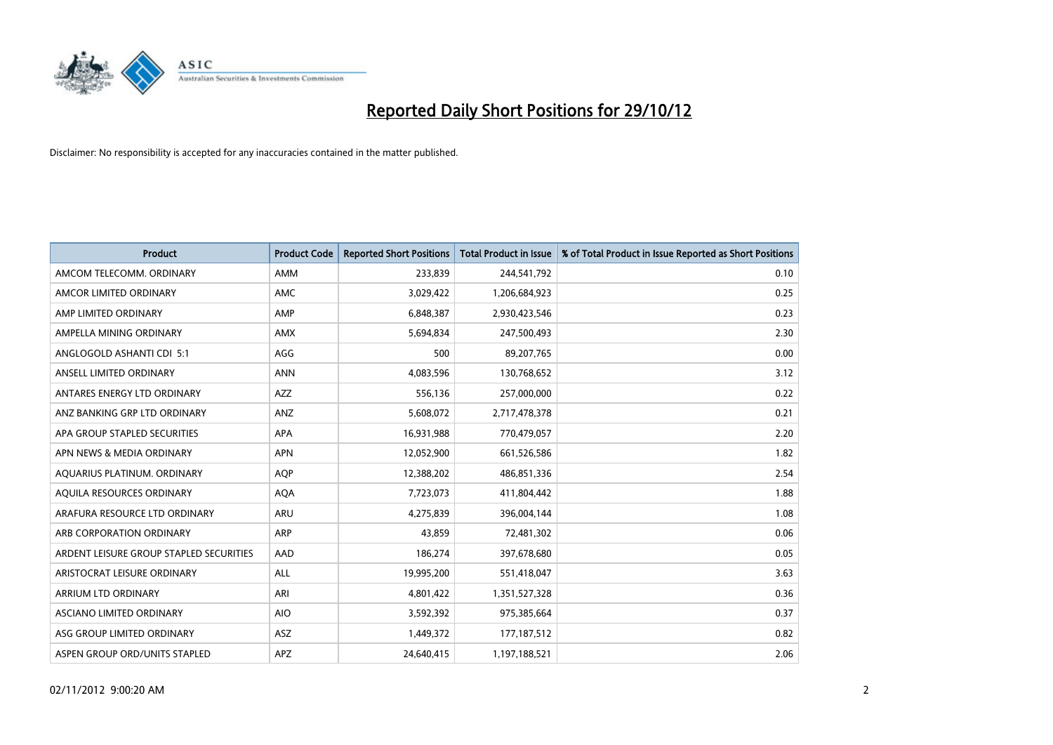# Reported Daily Short Positions for 29/10/12

Disclaimer: No responsibility is accepted for any inaccuracies contained in the matter published.

| Product | Product Code | Reported Short Positions | Total Product in Issue | % of Total Product in Issue Reported as Short Positions |
|---|---|---|---|---|
| AMCOM TELECOMM. ORDINARY | AMM | 233,839 | 244,541,792 | 0.10 |
| AMCOR LIMITED ORDINARY | AMC | 3,029,422 | 1,206,684,923 | 0.25 |
| AMP LIMITED ORDINARY | AMP | 6,848,387 | 2,930,423,546 | 0.23 |
| AMPELLA MINING ORDINARY | AMX | 5,694,834 | 247,500,493 | 2.30 |
| ANGLOGOLD ASHANTI CDI 5:1 | AGG | 500 | 89,207,765 | 0.00 |
| ANSELL LIMITED ORDINARY | ANN | 4,083,596 | 130,768,652 | 3.12 |
| ANTARES ENERGY LTD ORDINARY | AZZ | 556,136 | 257,000,000 | 0.22 |
| ANZ BANKING GRP LTD ORDINARY | ANZ | 5,608,072 | 2,717,478,378 | 0.21 |
| APA GROUP STAPLED SECURITIES | APA | 16,931,988 | 770,479,057 | 2.20 |
| APN NEWS & MEDIA ORDINARY | APN | 12,052,900 | 661,526,586 | 1.82 |
| AQUARIUS PLATINUM. ORDINARY | AQP | 12,388,202 | 486,851,336 | 2.54 |
| AQUILA RESOURCES ORDINARY | AQA | 7,723,073 | 411,804,442 | 1.88 |
| ARAFURA RESOURCE LTD ORDINARY | ARU | 4,275,839 | 396,004,144 | 1.08 |
| ARB CORPORATION ORDINARY | ARP | 43,859 | 72,481,302 | 0.06 |
| ARDENT LEISURE GROUP STAPLED SECURITIES | AAD | 186,274 | 397,678,680 | 0.05 |
| ARISTOCRAT LEISURE ORDINARY | ALL | 19,995,200 | 551,418,047 | 3.63 |
| ARRIUM LTD ORDINARY | ARI | 4,801,422 | 1,351,527,328 | 0.36 |
| ASCIANO LIMITED ORDINARY | AIO | 3,592,392 | 975,385,664 | 0.37 |
| ASG GROUP LIMITED ORDINARY | ASZ | 1,449,372 | 177,187,512 | 0.82 |
| ASPEN GROUP ORD/UNITS STAPLED | APZ | 24,640,415 | 1,197,188,521 | 2.06 |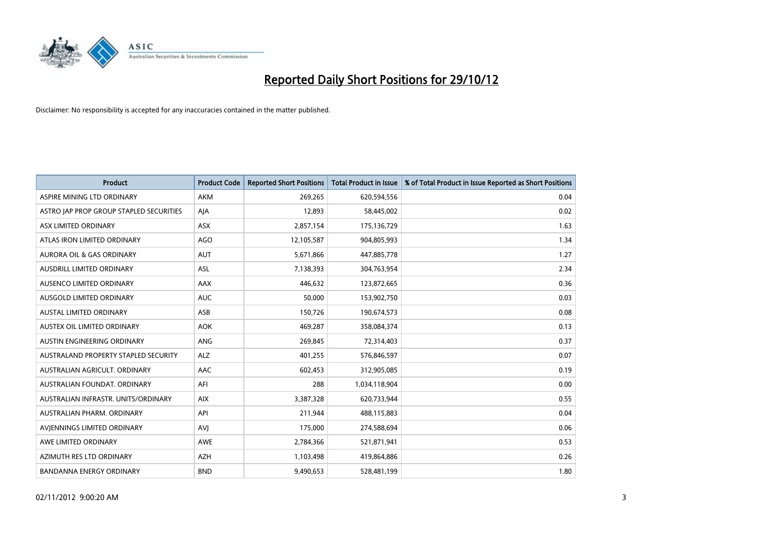# Reported Daily Short Positions for 29/10/12

Disclaimer: No responsibility is accepted for any inaccuracies contained in the matter published.

| Product | Product Code | Reported Short Positions | Total Product in Issue | % of Total Product in Issue Reported as Short Positions |
|---|---|---|---|---|
| ASPIRE MINING LTD ORDINARY | AKM | 269,265 | 620,594,556 | 0.04 |
| ASTRO JAP PROP GROUP STAPLED SECURITIES | AJA | 12,893 | 58,445,002 | 0.02 |
| ASX LIMITED ORDINARY | ASX | 2,857,154 | 175,136,729 | 1.63 |
| ATLAS IRON LIMITED ORDINARY | AGO | 12,105,587 | 904,805,993 | 1.34 |
| AURORA OIL & GAS ORDINARY | AUT | 5,671,866 | 447,885,778 | 1.27 |
| AUSDRILL LIMITED ORDINARY | ASL | 7,138,393 | 304,763,954 | 2.34 |
| AUSENCO LIMITED ORDINARY | AAX | 446,632 | 123,872,665 | 0.36 |
| AUSGOLD LIMITED ORDINARY | AUC | 50,000 | 153,902,750 | 0.03 |
| AUSTAL LIMITED ORDINARY | ASB | 150,726 | 190,674,573 | 0.08 |
| AUSTEX OIL LIMITED ORDINARY | AOK | 469,287 | 358,084,374 | 0.13 |
| AUSTIN ENGINEERING ORDINARY | ANG | 269,845 | 72,314,403 | 0.37 |
| AUSTRALAND PROPERTY STAPLED SECURITY | ALZ | 401,255 | 576,846,597 | 0.07 |
| AUSTRALIAN AGRICULT. ORDINARY | AAC | 602,453 | 312,905,085 | 0.19 |
| AUSTRALIAN FOUNDAT. ORDINARY | AFI | 288 | 1,034,118,904 | 0.00 |
| AUSTRALIAN INFRASTR. UNITS/ORDINARY | AIX | 3,387,328 | 620,733,944 | 0.55 |
| AUSTRALIAN PHARM. ORDINARY | API | 211,944 | 488,115,883 | 0.04 |
| AVJENNINGS LIMITED ORDINARY | AVJ | 175,000 | 274,588,694 | 0.06 |
| AWE LIMITED ORDINARY | AWE | 2,784,366 | 521,871,941 | 0.53 |
| AZIMUTH RES LTD ORDINARY | AZH | 1,103,498 | 419,864,886 | 0.26 |
| BANDANNA ENERGY ORDINARY | BND | 9,490,653 | 528,481,199 | 1.80 |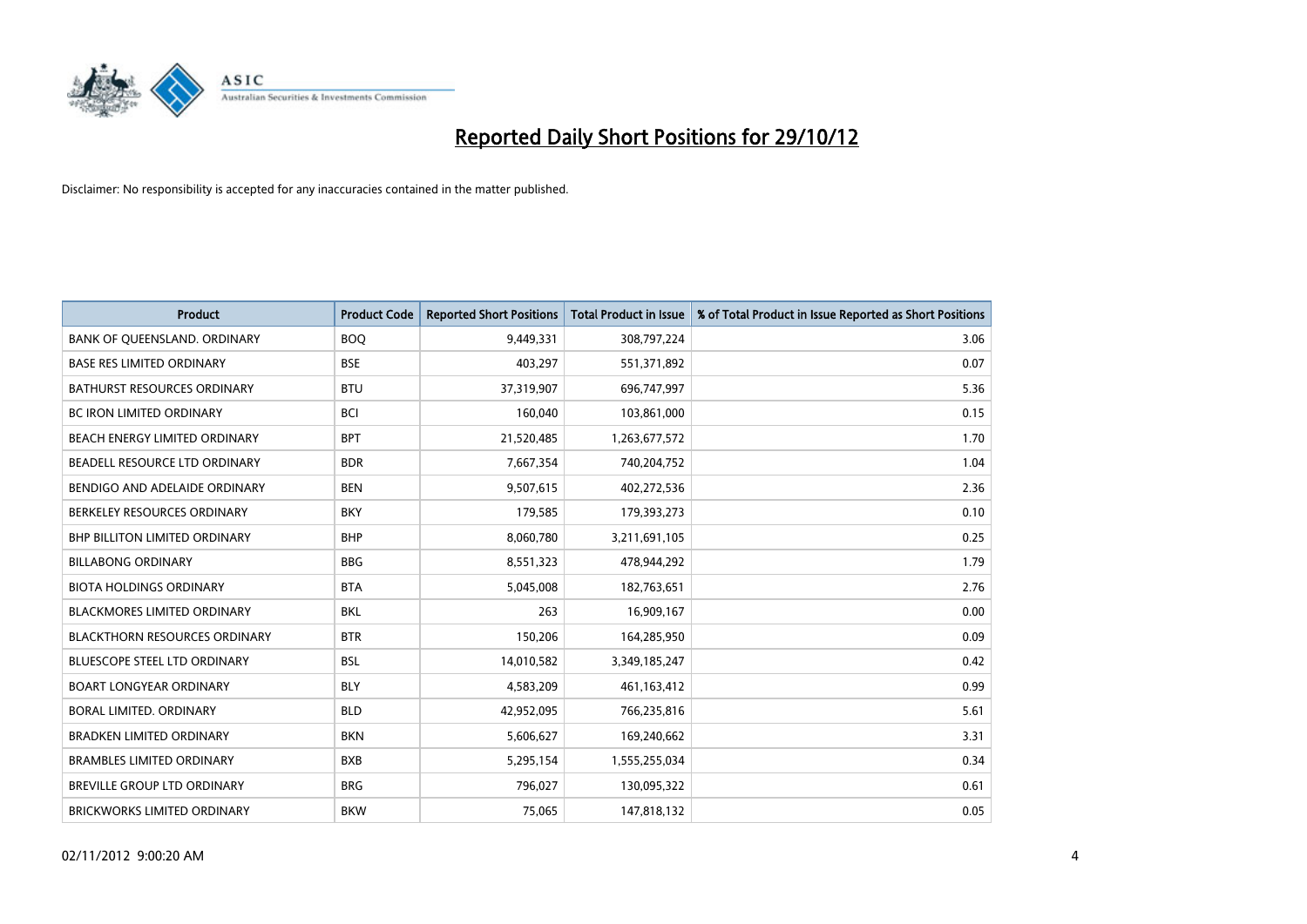# Reported Daily Short Positions for 29/10/12

Disclaimer: No responsibility is accepted for any inaccuracies contained in the matter published.

| Product | Product Code | Reported Short Positions | Total Product in Issue | % of Total Product in Issue Reported as Short Positions |
|---|---|---|---|---|
| BANK OF QUEENSLAND. ORDINARY | BOQ | 9,449,331 | 308,797,224 | 3.06 |
| BASE RES LIMITED ORDINARY | BSE | 403,297 | 551,371,892 | 0.07 |
| BATHURST RESOURCES ORDINARY | BTU | 37,319,907 | 696,747,997 | 5.36 |
| BC IRON LIMITED ORDINARY | BCI | 160,040 | 103,861,000 | 0.15 |
| BEACH ENERGY LIMITED ORDINARY | BPT | 21,520,485 | 1,263,677,572 | 1.70 |
| BEADELL RESOURCE LTD ORDINARY | BDR | 7,667,354 | 740,204,752 | 1.04 |
| BENDIGO AND ADELAIDE ORDINARY | BEN | 9,507,615 | 402,272,536 | 2.36 |
| BERKELEY RESOURCES ORDINARY | BKY | 179,585 | 179,393,273 | 0.10 |
| BHP BILLITON LIMITED ORDINARY | BHP | 8,060,780 | 3,211,691,105 | 0.25 |
| BILLABONG ORDINARY | BBG | 8,551,323 | 478,944,292 | 1.79 |
| BIOTA HOLDINGS ORDINARY | BTA | 5,045,008 | 182,763,651 | 2.76 |
| BLACKMORES LIMITED ORDINARY | BKL | 263 | 16,909,167 | 0.00 |
| BLACKTHORN RESOURCES ORDINARY | BTR | 150,206 | 164,285,950 | 0.09 |
| BLUESCOPE STEEL LTD ORDINARY | BSL | 14,010,582 | 3,349,185,247 | 0.42 |
| BOART LONGYEAR ORDINARY | BLY | 4,583,209 | 461,163,412 | 0.99 |
| BORAL LIMITED. ORDINARY | BLD | 42,952,095 | 766,235,816 | 5.61 |
| BRADKEN LIMITED ORDINARY | BKN | 5,606,627 | 169,240,662 | 3.31 |
| BRAMBLES LIMITED ORDINARY | BXB | 5,295,154 | 1,555,255,034 | 0.34 |
| BREVILLE GROUP LTD ORDINARY | BRG | 796,027 | 130,095,322 | 0.61 |
| BRICKWORKS LIMITED ORDINARY | BKW | 75,065 | 147,818,132 | 0.05 |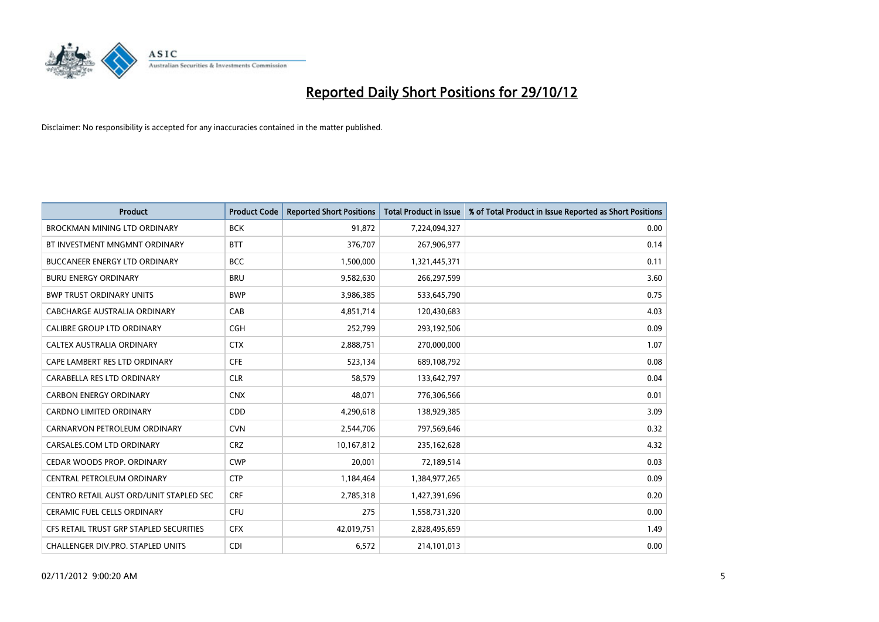# Reported Daily Short Positions for 29/10/12

Disclaimer: No responsibility is accepted for any inaccuracies contained in the matter published.

| Product | Product Code | Reported Short Positions | Total Product in Issue | % of Total Product in Issue Reported as Short Positions |
|---|---|---|---|---|
| BROCKMAN MINING LTD ORDINARY | BCK | 91,872 | 7,224,094,327 | 0.00 |
| BT INVESTMENT MNGMNT ORDINARY | BTT | 376,707 | 267,906,977 | 0.14 |
| BUCCANEER ENERGY LTD ORDINARY | BCC | 1,500,000 | 1,321,445,371 | 0.11 |
| BURU ENERGY ORDINARY | BRU | 9,582,630 | 266,297,599 | 3.60 |
| BWP TRUST ORDINARY UNITS | BWP | 3,986,385 | 533,645,790 | 0.75 |
| CABCHARGE AUSTRALIA ORDINARY | CAB | 4,851,714 | 120,430,683 | 4.03 |
| CALIBRE GROUP LTD ORDINARY | CGH | 252,799 | 293,192,506 | 0.09 |
| CALTEX AUSTRALIA ORDINARY | CTX | 2,888,751 | 270,000,000 | 1.07 |
| CAPE LAMBERT RES LTD ORDINARY | CFE | 523,134 | 689,108,792 | 0.08 |
| CARABELLA RES LTD ORDINARY | CLR | 58,579 | 133,642,797 | 0.04 |
| CARBON ENERGY ORDINARY | CNX | 48,071 | 776,306,566 | 0.01 |
| CARDNO LIMITED ORDINARY | CDD | 4,290,618 | 138,929,385 | 3.09 |
| CARNARVON PETROLEUM ORDINARY | CVN | 2,544,706 | 797,569,646 | 0.32 |
| CARSALES.COM LTD ORDINARY | CRZ | 10,167,812 | 235,162,628 | 4.32 |
| CEDAR WOODS PROP. ORDINARY | CWP | 20,001 | 72,189,514 | 0.03 |
| CENTRAL PETROLEUM ORDINARY | CTP | 1,184,464 | 1,384,977,265 | 0.09 |
| CENTRO RETAIL AUST ORD/UNIT STAPLED SEC | CRF | 2,785,318 | 1,427,391,696 | 0.20 |
| CERAMIC FUEL CELLS ORDINARY | CFU | 275 | 1,558,731,320 | 0.00 |
| CFS RETAIL TRUST GRP STAPLED SECURITIES | CFX | 42,019,751 | 2,828,495,659 | 1.49 |
| CHALLENGER DIV.PRO. STAPLED UNITS | CDI | 6,572 | 214,101,013 | 0.00 |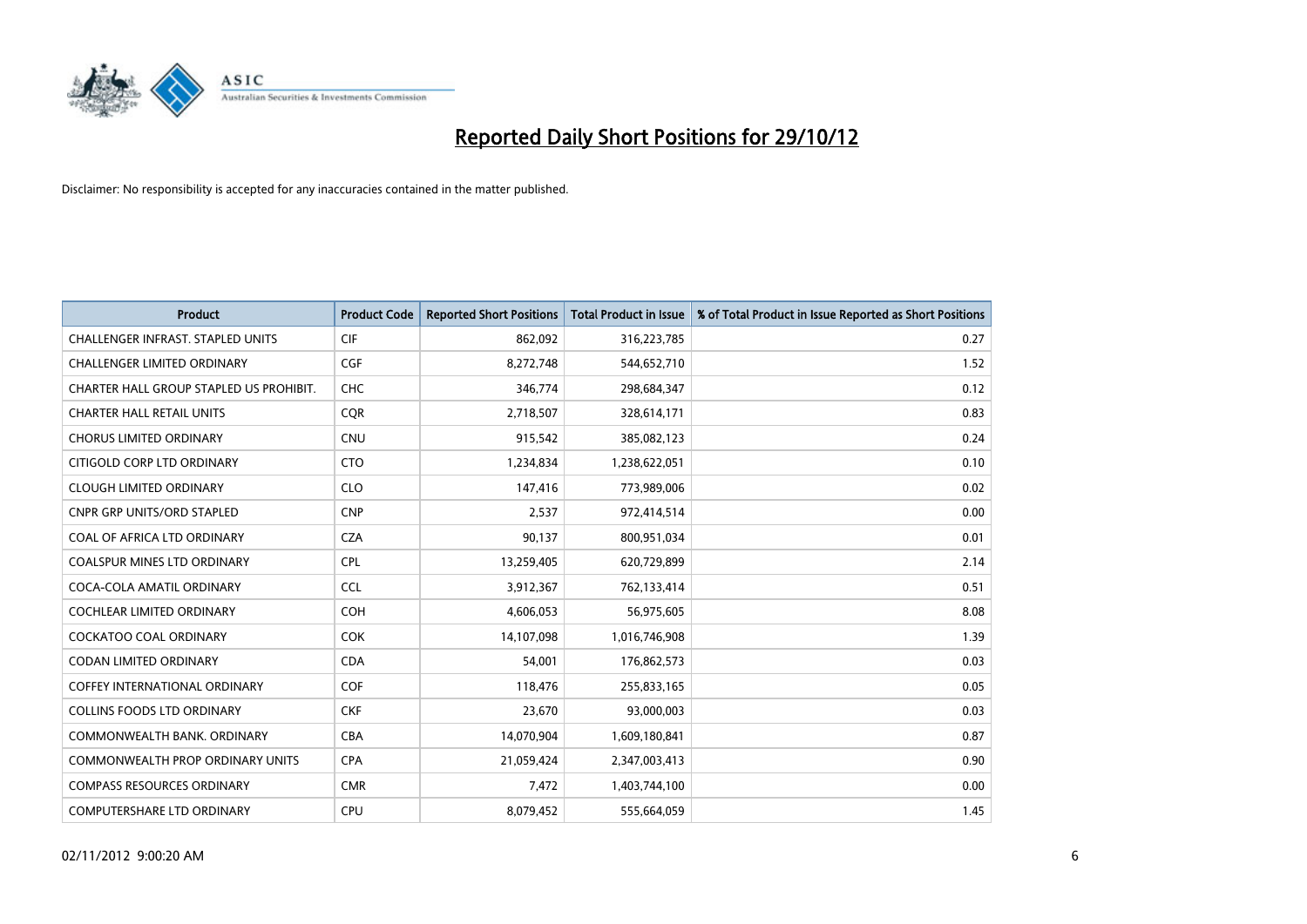# Reported Daily Short Positions for 29/10/12

Disclaimer: No responsibility is accepted for any inaccuracies contained in the matter published.

| Product | Product Code | Reported Short Positions | Total Product in Issue | % of Total Product in Issue Reported as Short Positions |
|---|---|---|---|---|
| CHALLENGER INFRAST. STAPLED UNITS | CIF | 862,092 | 316,223,785 | 0.27 |
| CHALLENGER LIMITED ORDINARY | CGF | 8,272,748 | 544,652,710 | 1.52 |
| CHARTER HALL GROUP STAPLED US PROHIBIT. | CHC | 346,774 | 298,684,347 | 0.12 |
| CHARTER HALL RETAIL UNITS | CQR | 2,718,507 | 328,614,171 | 0.83 |
| CHORUS LIMITED ORDINARY | CNU | 915,542 | 385,082,123 | 0.24 |
| CITIGOLD CORP LTD ORDINARY | CTO | 1,234,834 | 1,238,622,051 | 0.10 |
| CLOUGH LIMITED ORDINARY | CLO | 147,416 | 773,989,006 | 0.02 |
| CNPR GRP UNITS/ORD STAPLED | CNP | 2,537 | 972,414,514 | 0.00 |
| COAL OF AFRICA LTD ORDINARY | CZA | 90,137 | 800,951,034 | 0.01 |
| COALSPUR MINES LTD ORDINARY | CPL | 13,259,405 | 620,729,899 | 2.14 |
| COCA-COLA AMATIL ORDINARY | CCL | 3,912,367 | 762,133,414 | 0.51 |
| COCHLEAR LIMITED ORDINARY | COH | 4,606,053 | 56,975,605 | 8.08 |
| COCKATOO COAL ORDINARY | COK | 14,107,098 | 1,016,746,908 | 1.39 |
| CODAN LIMITED ORDINARY | CDA | 54,001 | 176,862,573 | 0.03 |
| COFFEY INTERNATIONAL ORDINARY | COF | 118,476 | 255,833,165 | 0.05 |
| COLLINS FOODS LTD ORDINARY | CKF | 23,670 | 93,000,003 | 0.03 |
| COMMONWEALTH BANK. ORDINARY | CBA | 14,070,904 | 1,609,180,841 | 0.87 |
| COMMONWEALTH PROP ORDINARY UNITS | CPA | 21,059,424 | 2,347,003,413 | 0.90 |
| COMPASS RESOURCES ORDINARY | CMR | 7,472 | 1,403,744,100 | 0.00 |
| COMPUTERSHARE LTD ORDINARY | CPU | 8,079,452 | 555,664,059 | 1.45 |

02/11/2012 9:00:20 AM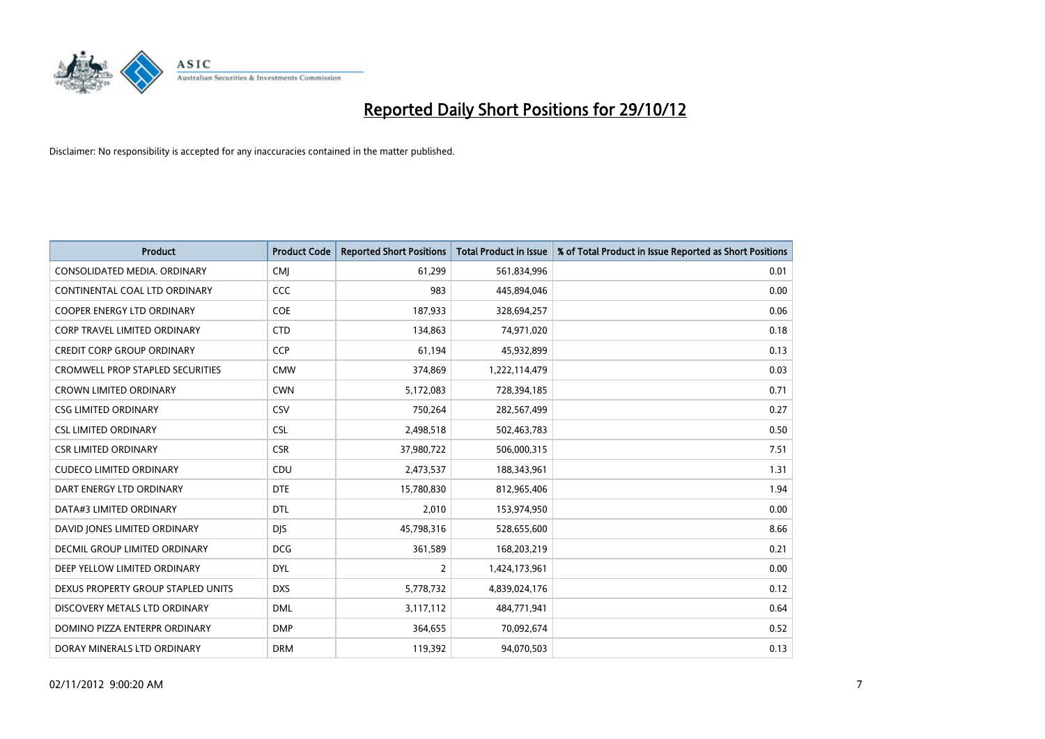# Reported Daily Short Positions for 29/10/12

Disclaimer: No responsibility is accepted for any inaccuracies contained in the matter published.

| Product | Product Code | Reported Short Positions | Total Product in Issue | % of Total Product in Issue Reported as Short Positions |
|---|---|---|---|---|
| CONSOLIDATED MEDIA. ORDINARY | CMJ | 61,299 | 561,834,996 | 0.01 |
| CONTINENTAL COAL LTD ORDINARY | CCC | 983 | 445,894,046 | 0.00 |
| COOPER ENERGY LTD ORDINARY | COE | 187,933 | 328,694,257 | 0.06 |
| CORP TRAVEL LIMITED ORDINARY | CTD | 134,863 | 74,971,020 | 0.18 |
| CREDIT CORP GROUP ORDINARY | CCP | 61,194 | 45,932,899 | 0.13 |
| CROMWELL PROP STAPLED SECURITIES | CMW | 374,869 | 1,222,114,479 | 0.03 |
| CROWN LIMITED ORDINARY | CWN | 5,172,083 | 728,394,185 | 0.71 |
| CSG LIMITED ORDINARY | CSV | 750,264 | 282,567,499 | 0.27 |
| CSL LIMITED ORDINARY | CSL | 2,498,518 | 502,463,783 | 0.50 |
| CSR LIMITED ORDINARY | CSR | 37,980,722 | 506,000,315 | 7.51 |
| CUDECO LIMITED ORDINARY | CDU | 2,473,537 | 188,343,961 | 1.31 |
| DART ENERGY LTD ORDINARY | DTE | 15,780,830 | 812,965,406 | 1.94 |
| DATA#3 LIMITED ORDINARY | DTL | 2,010 | 153,974,950 | 0.00 |
| DAVID JONES LIMITED ORDINARY | DJS | 45,798,316 | 528,655,600 | 8.66 |
| DECMIL GROUP LIMITED ORDINARY | DCG | 361,589 | 168,203,219 | 0.21 |
| DEEP YELLOW LIMITED ORDINARY | DYL | 2 | 1,424,173,961 | 0.00 |
| DEXUS PROPERTY GROUP STAPLED UNITS | DXS | 5,778,732 | 4,839,024,176 | 0.12 |
| DISCOVERY METALS LTD ORDINARY | DML | 3,117,112 | 484,771,941 | 0.64 |
| DOMINO PIZZA ENTERPR ORDINARY | DMP | 364,655 | 70,092,674 | 0.52 |
| DORAY MINERALS LTD ORDINARY | DRM | 119,392 | 94,070,503 | 0.13 |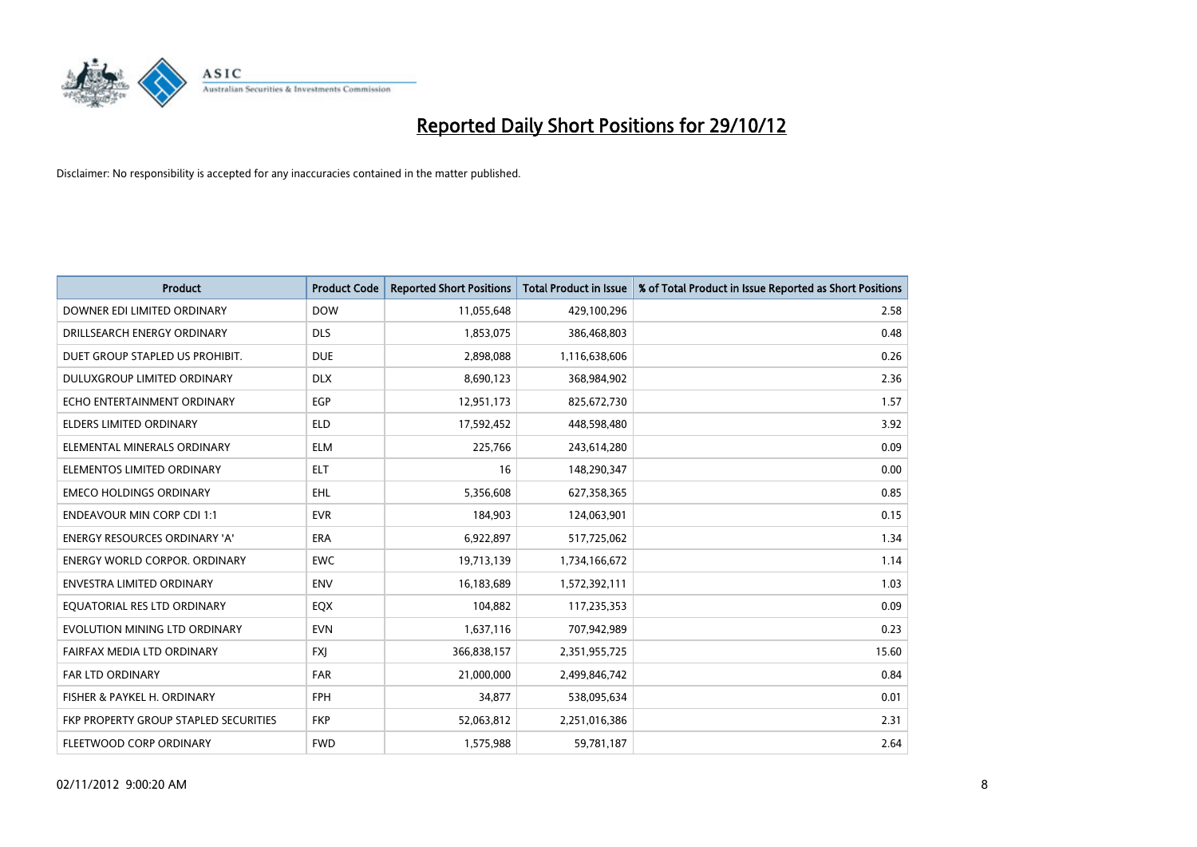# Reported Daily Short Positions for 29/10/12

Disclaimer: No responsibility is accepted for any inaccuracies contained in the matter published.

| Product | Product Code | Reported Short Positions | Total Product in Issue | % of Total Product in Issue Reported as Short Positions |
|---|---|---|---|---|
| DOWNER EDI LIMITED ORDINARY | DOW | 11,055,648 | 429,100,296 | 2.58 |
| DRILLSEARCH ENERGY ORDINARY | DLS | 1,853,075 | 386,468,803 | 0.48 |
| DUET GROUP STAPLED US PROHIBIT. | DUE | 2,898,088 | 1,116,638,606 | 0.26 |
| DULUXGROUP LIMITED ORDINARY | DLX | 8,690,123 | 368,984,902 | 2.36 |
| ECHO ENTERTAINMENT ORDINARY | EGP | 12,951,173 | 825,672,730 | 1.57 |
| ELDERS LIMITED ORDINARY | ELD | 17,592,452 | 448,598,480 | 3.92 |
| ELEMENTAL MINERALS ORDINARY | ELM | 225,766 | 243,614,280 | 0.09 |
| ELEMENTOS LIMITED ORDINARY | ELT | 16 | 148,290,347 | 0.00 |
| EMECO HOLDINGS ORDINARY | EHL | 5,356,608 | 627,358,365 | 0.85 |
| ENDEAVOUR MIN CORP CDI 1:1 | EVR | 184,903 | 124,063,901 | 0.15 |
| ENERGY RESOURCES ORDINARY 'A' | ERA | 6,922,897 | 517,725,062 | 1.34 |
| ENERGY WORLD CORPOR. ORDINARY | EWC | 19,713,139 | 1,734,166,672 | 1.14 |
| ENVESTRA LIMITED ORDINARY | ENV | 16,183,689 | 1,572,392,111 | 1.03 |
| EQUATORIAL RES LTD ORDINARY | EQX | 104,882 | 117,235,353 | 0.09 |
| EVOLUTION MINING LTD ORDINARY | EVN | 1,637,116 | 707,942,989 | 0.23 |
| FAIRFAX MEDIA LTD ORDINARY | FXJ | 366,838,157 | 2,351,955,725 | 15.60 |
| FAR LTD ORDINARY | FAR | 21,000,000 | 2,499,846,742 | 0.84 |
| FISHER & PAYKEL H. ORDINARY | FPH | 34,877 | 538,095,634 | 0.01 |
| FKP PROPERTY GROUP STAPLED SECURITIES | FKP | 52,063,812 | 2,251,016,386 | 2.31 |
| FLEETWOOD CORP ORDINARY | FWD | 1,575,988 | 59,781,187 | 2.64 |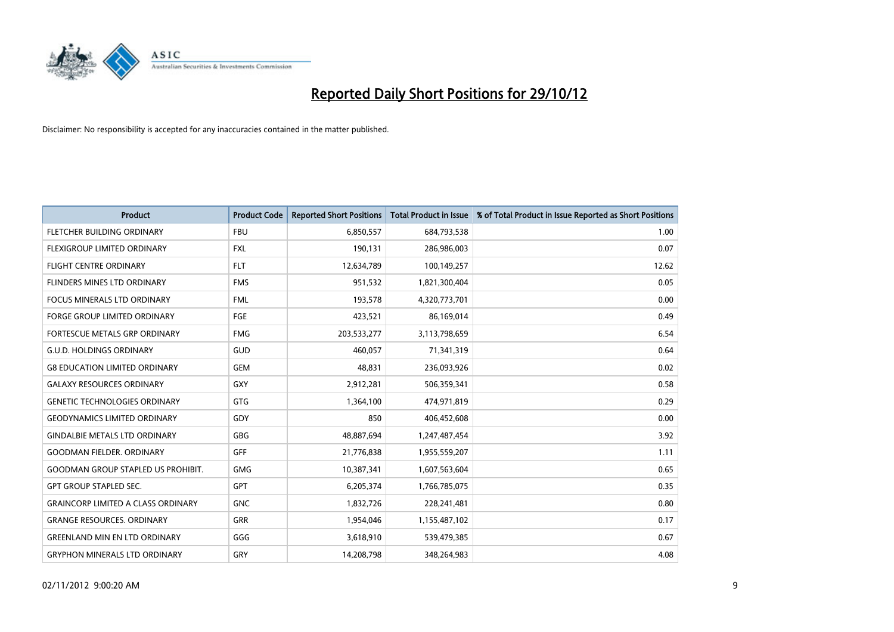# Reported Daily Short Positions for 29/10/12

Disclaimer: No responsibility is accepted for any inaccuracies contained in the matter published.

| Product | Product Code | Reported Short Positions | Total Product in Issue | % of Total Product in Issue Reported as Short Positions |
|---|---|---|---|---|
| FLETCHER BUILDING ORDINARY | FBU | 6,850,557 | 684,793,538 | 1.00 |
| FLEXIGROUP LIMITED ORDINARY | FXL | 190,131 | 286,986,003 | 0.07 |
| FLIGHT CENTRE ORDINARY | FLT | 12,634,789 | 100,149,257 | 12.62 |
| FLINDERS MINES LTD ORDINARY | FMS | 951,532 | 1,821,300,404 | 0.05 |
| FOCUS MINERALS LTD ORDINARY | FML | 193,578 | 4,320,773,701 | 0.00 |
| FORGE GROUP LIMITED ORDINARY | FGE | 423,521 | 86,169,014 | 0.49 |
| FORTESCUE METALS GRP ORDINARY | FMG | 203,533,277 | 3,113,798,659 | 6.54 |
| G.U.D. HOLDINGS ORDINARY | GUD | 460,057 | 71,341,319 | 0.64 |
| G8 EDUCATION LIMITED ORDINARY | GEM | 48,831 | 236,093,926 | 0.02 |
| GALAXY RESOURCES ORDINARY | GXY | 2,912,281 | 506,359,341 | 0.58 |
| GENETIC TECHNOLOGIES ORDINARY | GTG | 1,364,100 | 474,971,819 | 0.29 |
| GEODYNAMICS LIMITED ORDINARY | GDY | 850 | 406,452,608 | 0.00 |
| GINDALBIE METALS LTD ORDINARY | GBG | 48,887,694 | 1,247,487,454 | 3.92 |
| GOODMAN FIELDER. ORDINARY | GFF | 21,776,838 | 1,955,559,207 | 1.11 |
| GOODMAN GROUP STAPLED US PROHIBIT. | GMG | 10,387,341 | 1,607,563,604 | 0.65 |
| GPT GROUP STAPLED SEC. | GPT | 6,205,374 | 1,766,785,075 | 0.35 |
| GRAINCORP LIMITED A CLASS ORDINARY | GNC | 1,832,726 | 228,241,481 | 0.80 |
| GRANGE RESOURCES. ORDINARY | GRR | 1,954,046 | 1,155,487,102 | 0.17 |
| GREENLAND MIN EN LTD ORDINARY | GGG | 3,618,910 | 539,479,385 | 0.67 |
| GRYPHON MINERALS LTD ORDINARY | GRY | 14,208,798 | 348,264,983 | 4.08 |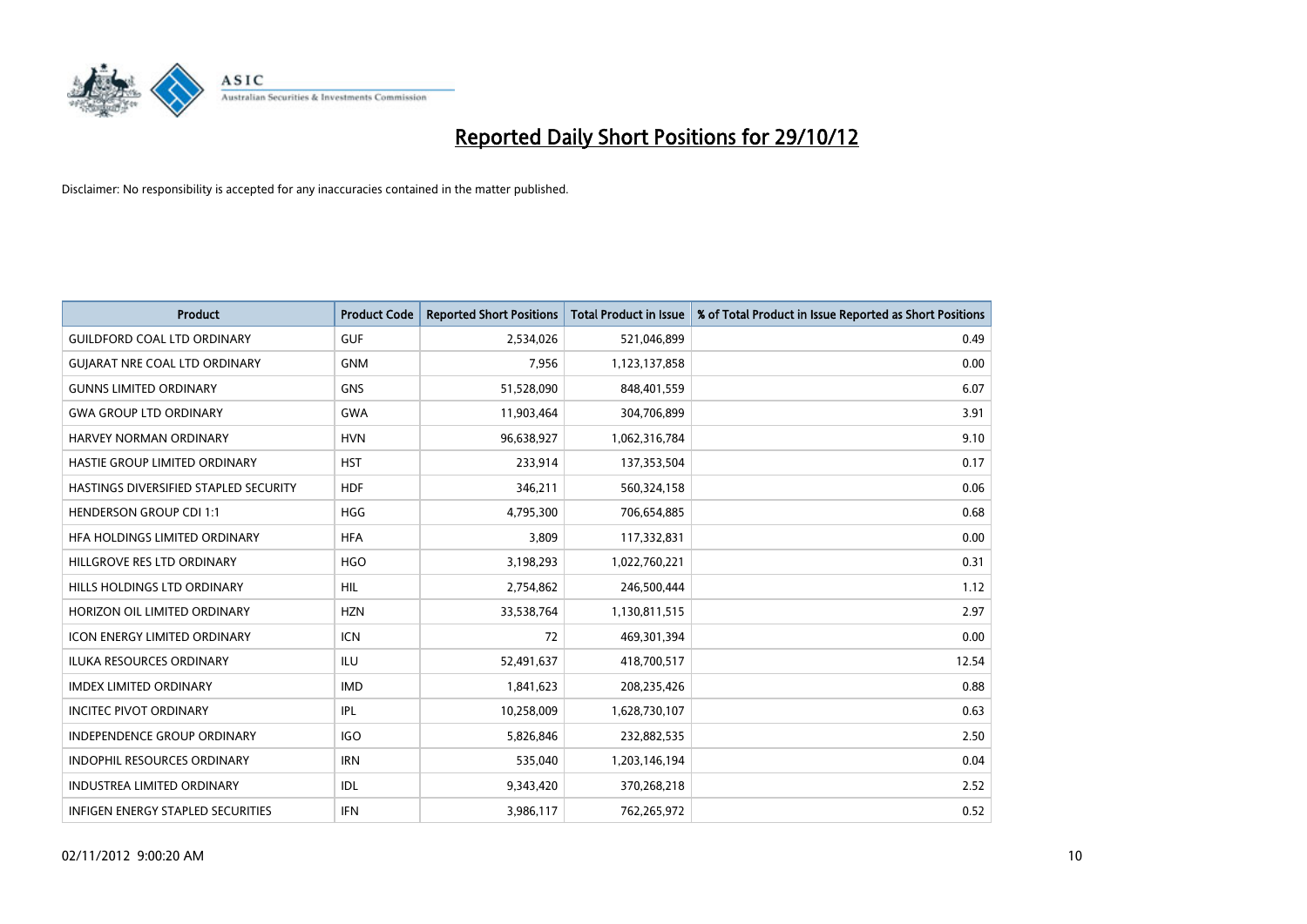# Reported Daily Short Positions for 29/10/12

Disclaimer: No responsibility is accepted for any inaccuracies contained in the matter published.

| Product | Product Code | Reported Short Positions | Total Product in Issue | % of Total Product in Issue Reported as Short Positions |
|---|---|---|---|---|
| GUILDFORD COAL LTD ORDINARY | GUF | 2,534,026 | 521,046,899 | 0.49 |
| GUJARAT NRE COAL LTD ORDINARY | GNM | 7,956 | 1,123,137,858 | 0.00 |
| GUNNS LIMITED ORDINARY | GNS | 51,528,090 | 848,401,559 | 6.07 |
| GWA GROUP LTD ORDINARY | GWA | 11,903,464 | 304,706,899 | 3.91 |
| HARVEY NORMAN ORDINARY | HVN | 96,638,927 | 1,062,316,784 | 9.10 |
| HASTIE GROUP LIMITED ORDINARY | HST | 233,914 | 137,353,504 | 0.17 |
| HASTINGS DIVERSIFIED STAPLED SECURITY | HDF | 346,211 | 560,324,158 | 0.06 |
| HENDERSON GROUP CDI 1:1 | HGG | 4,795,300 | 706,654,885 | 0.68 |
| HFA HOLDINGS LIMITED ORDINARY | HFA | 3,809 | 117,332,831 | 0.00 |
| HILLGROVE RES LTD ORDINARY | HGO | 3,198,293 | 1,022,760,221 | 0.31 |
| HILLS HOLDINGS LTD ORDINARY | HIL | 2,754,862 | 246,500,444 | 1.12 |
| HORIZON OIL LIMITED ORDINARY | HZN | 33,538,764 | 1,130,811,515 | 2.97 |
| ICON ENERGY LIMITED ORDINARY | ICN | 72 | 469,301,394 | 0.00 |
| ILUKA RESOURCES ORDINARY | ILU | 52,491,637 | 418,700,517 | 12.54 |
| IMDEX LIMITED ORDINARY | IMD | 1,841,623 | 208,235,426 | 0.88 |
| INCITEC PIVOT ORDINARY | IPL | 10,258,009 | 1,628,730,107 | 0.63 |
| INDEPENDENCE GROUP ORDINARY | IGO | 5,826,846 | 232,882,535 | 2.50 |
| INDOPHIL RESOURCES ORDINARY | IRN | 535,040 | 1,203,146,194 | 0.04 |
| INDUSTREA LIMITED ORDINARY | IDL | 9,343,420 | 370,268,218 | 2.52 |
| INFIGEN ENERGY STAPLED SECURITIES | IFN | 3,986,117 | 762,265,972 | 0.52 |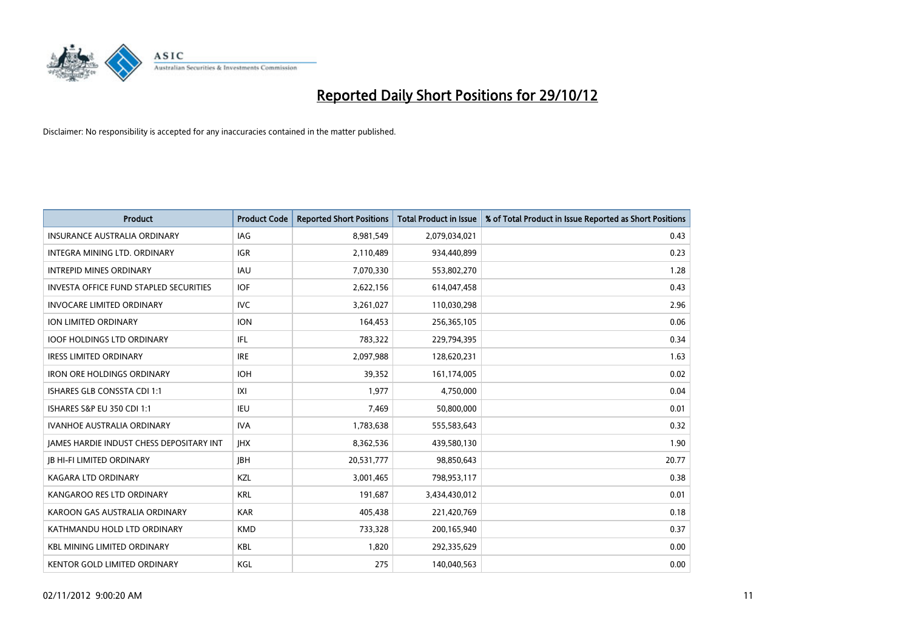# Reported Daily Short Positions for 29/10/12

Disclaimer: No responsibility is accepted for any inaccuracies contained in the matter published.

| Product | Product Code | Reported Short Positions | Total Product in Issue | % of Total Product in Issue Reported as Short Positions |
|---|---|---|---|---|
| INSURANCE AUSTRALIA ORDINARY | IAG | 8,981,549 | 2,079,034,021 | 0.43 |
| INTEGRA MINING LTD. ORDINARY | IGR | 2,110,489 | 934,440,899 | 0.23 |
| INTREPID MINES ORDINARY | IAU | 7,070,330 | 553,802,270 | 1.28 |
| INVESTA OFFICE FUND STAPLED SECURITIES | IOF | 2,622,156 | 614,047,458 | 0.43 |
| INVOCARE LIMITED ORDINARY | IVC | 3,261,027 | 110,030,298 | 2.96 |
| ION LIMITED ORDINARY | ION | 164,453 | 256,365,105 | 0.06 |
| IOOF HOLDINGS LTD ORDINARY | IFL | 783,322 | 229,794,395 | 0.34 |
| IRESS LIMITED ORDINARY | IRE | 2,097,988 | 128,620,231 | 1.63 |
| IRON ORE HOLDINGS ORDINARY | IOH | 39,352 | 161,174,005 | 0.02 |
| ISHARES GLB CONSSTA CDI 1:1 | IXI | 1,977 | 4,750,000 | 0.04 |
| ISHARES S&P EU 350 CDI 1:1 | IEU | 7,469 | 50,800,000 | 0.01 |
| IVANHOE AUSTRALIA ORDINARY | IVA | 1,783,638 | 555,583,643 | 0.32 |
| JAMES HARDIE INDUST CHESS DEPOSITARY INT | JHX | 8,362,536 | 439,580,130 | 1.90 |
| JB HI-FI LIMITED ORDINARY | JBH | 20,531,777 | 98,850,643 | 20.77 |
| KAGARA LTD ORDINARY | KZL | 3,001,465 | 798,953,117 | 0.38 |
| KANGAROO RES LTD ORDINARY | KRL | 191,687 | 3,434,430,012 | 0.01 |
| KAROON GAS AUSTRALIA ORDINARY | KAR | 405,438 | 221,420,769 | 0.18 |
| KATHMANDU HOLD LTD ORDINARY | KMD | 733,328 | 200,165,940 | 0.37 |
| KBL MINING LIMITED ORDINARY | KBL | 1,820 | 292,335,629 | 0.00 |
| KENTOR GOLD LIMITED ORDINARY | KGL | 275 | 140,040,563 | 0.00 |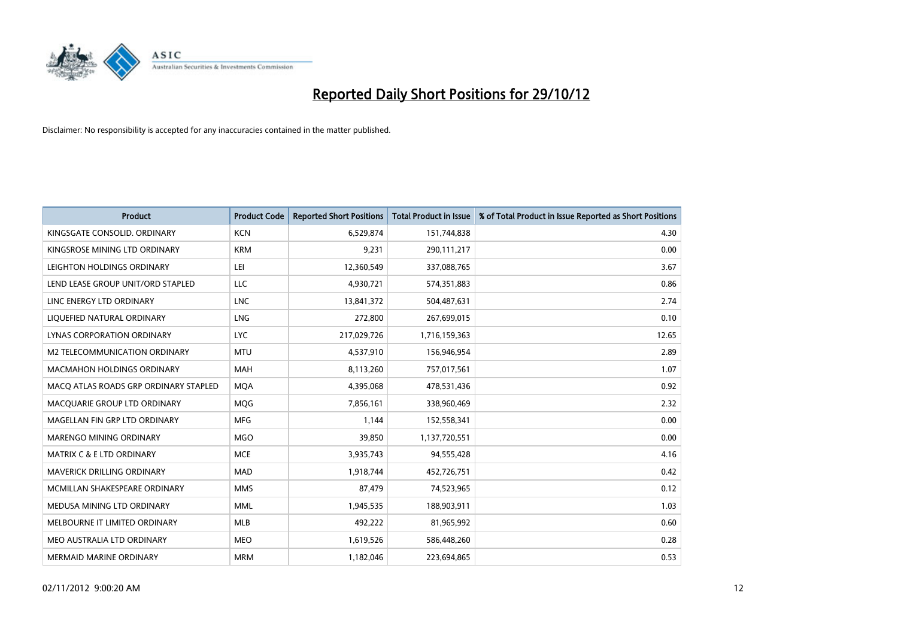# Reported Daily Short Positions for 29/10/12

Disclaimer: No responsibility is accepted for any inaccuracies contained in the matter published.

| Product | Product Code | Reported Short Positions | Total Product in Issue | % of Total Product in Issue Reported as Short Positions |
|---|---|---|---|---|
| KINGSGATE CONSOLID. ORDINARY | KCN | 6,529,874 | 151,744,838 | 4.30 |
| KINGSROSE MINING LTD ORDINARY | KRM | 9,231 | 290,111,217 | 0.00 |
| LEIGHTON HOLDINGS ORDINARY | LEI | 12,360,549 | 337,088,765 | 3.67 |
| LEND LEASE GROUP UNIT/ORD STAPLED | LLC | 4,930,721 | 574,351,883 | 0.86 |
| LINC ENERGY LTD ORDINARY | LNC | 13,841,372 | 504,487,631 | 2.74 |
| LIQUEFIED NATURAL ORDINARY | LNG | 272,800 | 267,699,015 | 0.10 |
| LYNAS CORPORATION ORDINARY | LYC | 217,029,726 | 1,716,159,363 | 12.65 |
| M2 TELECOMMUNICATION ORDINARY | MTU | 4,537,910 | 156,946,954 | 2.89 |
| MACMAHON HOLDINGS ORDINARY | MAH | 8,113,260 | 757,017,561 | 1.07 |
| MACQ ATLAS ROADS GRP ORDINARY STAPLED | MQA | 4,395,068 | 478,531,436 | 0.92 |
| MACQUARIE GROUP LTD ORDINARY | MQG | 7,856,161 | 338,960,469 | 2.32 |
| MAGELLAN FIN GRP LTD ORDINARY | MFG | 1,144 | 152,558,341 | 0.00 |
| MARENGO MINING ORDINARY | MGO | 39,850 | 1,137,720,551 | 0.00 |
| MATRIX C & E LTD ORDINARY | MCE | 3,935,743 | 94,555,428 | 4.16 |
| MAVERICK DRILLING ORDINARY | MAD | 1,918,744 | 452,726,751 | 0.42 |
| MCMILLAN SHAKESPEARE ORDINARY | MMS | 87,479 | 74,523,965 | 0.12 |
| MEDUSA MINING LTD ORDINARY | MML | 1,945,535 | 188,903,911 | 1.03 |
| MELBOURNE IT LIMITED ORDINARY | MLB | 492,222 | 81,965,992 | 0.60 |
| MEO AUSTRALIA LTD ORDINARY | MEO | 1,619,526 | 586,448,260 | 0.28 |
| MERMAID MARINE ORDINARY | MRM | 1,182,046 | 223,694,865 | 0.53 |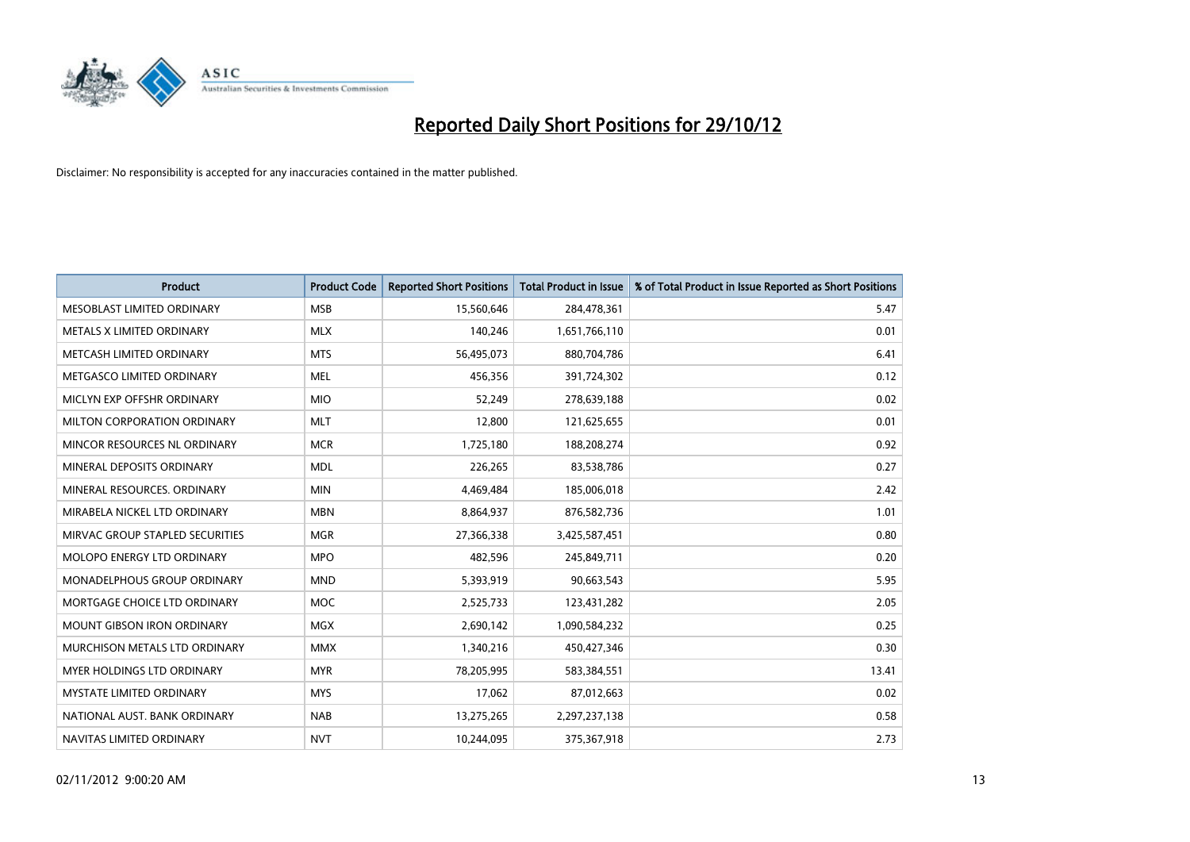# Reported Daily Short Positions for 29/10/12

Disclaimer: No responsibility is accepted for any inaccuracies contained in the matter published.

| Product | Product Code | Reported Short Positions | Total Product in Issue | % of Total Product in Issue Reported as Short Positions |
|---|---|---|---|---|
| MESOBLAST LIMITED ORDINARY | MSB | 15,560,646 | 284,478,361 | 5.47 |
| METALS X LIMITED ORDINARY | MLX | 140,246 | 1,651,766,110 | 0.01 |
| METCASH LIMITED ORDINARY | MTS | 56,495,073 | 880,704,786 | 6.41 |
| METGASCO LIMITED ORDINARY | MEL | 456,356 | 391,724,302 | 0.12 |
| MICLYN EXP OFFSHR ORDINARY | MIO | 52,249 | 278,639,188 | 0.02 |
| MILTON CORPORATION ORDINARY | MLT | 12,800 | 121,625,655 | 0.01 |
| MINCOR RESOURCES NL ORDINARY | MCR | 1,725,180 | 188,208,274 | 0.92 |
| MINERAL DEPOSITS ORDINARY | MDL | 226,265 | 83,538,786 | 0.27 |
| MINERAL RESOURCES. ORDINARY | MIN | 4,469,484 | 185,006,018 | 2.42 |
| MIRABELA NICKEL LTD ORDINARY | MBN | 8,864,937 | 876,582,736 | 1.01 |
| MIRVAC GROUP STAPLED SECURITIES | MGR | 27,366,338 | 3,425,587,451 | 0.80 |
| MOLOPO ENERGY LTD ORDINARY | MPO | 482,596 | 245,849,711 | 0.20 |
| MONADELPHOUS GROUP ORDINARY | MND | 5,393,919 | 90,663,543 | 5.95 |
| MORTGAGE CHOICE LTD ORDINARY | MOC | 2,525,733 | 123,431,282 | 2.05 |
| MOUNT GIBSON IRON ORDINARY | MGX | 2,690,142 | 1,090,584,232 | 0.25 |
| MURCHISON METALS LTD ORDINARY | MMX | 1,340,216 | 450,427,346 | 0.30 |
| MYER HOLDINGS LTD ORDINARY | MYR | 78,205,995 | 583,384,551 | 13.41 |
| MYSTATE LIMITED ORDINARY | MYS | 17,062 | 87,012,663 | 0.02 |
| NATIONAL AUST. BANK ORDINARY | NAB | 13,275,265 | 2,297,237,138 | 0.58 |
| NAVITAS LIMITED ORDINARY | NVT | 10,244,095 | 375,367,918 | 2.73 |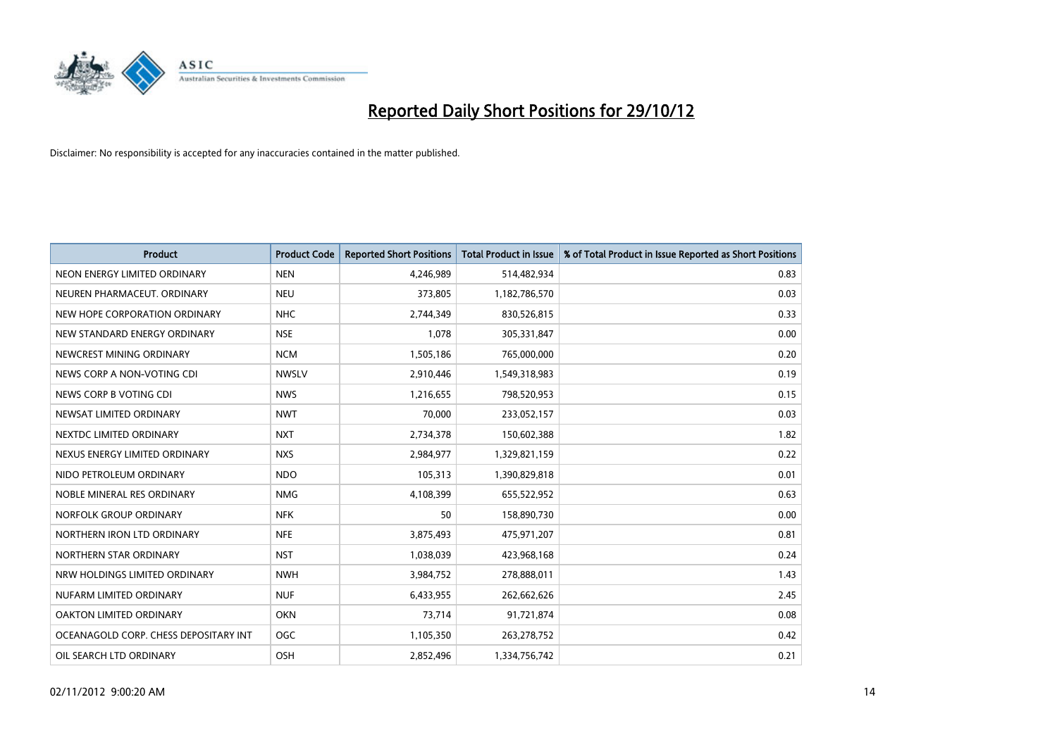# Reported Daily Short Positions for 29/10/12

Disclaimer: No responsibility is accepted for any inaccuracies contained in the matter published.

| Product | Product Code | Reported Short Positions | Total Product in Issue | % of Total Product in Issue Reported as Short Positions |
|---|---|---|---|---|
| NEON ENERGY LIMITED ORDINARY | NEN | 4,246,989 | 514,482,934 | 0.83 |
| NEUREN PHARMACEUT. ORDINARY | NEU | 373,805 | 1,182,786,570 | 0.03 |
| NEW HOPE CORPORATION ORDINARY | NHC | 2,744,349 | 830,526,815 | 0.33 |
| NEW STANDARD ENERGY ORDINARY | NSE | 1,078 | 305,331,847 | 0.00 |
| NEWCREST MINING ORDINARY | NCM | 1,505,186 | 765,000,000 | 0.20 |
| NEWS CORP A NON-VOTING CDI | NWSLV | 2,910,446 | 1,549,318,983 | 0.19 |
| NEWS CORP B VOTING CDI | NWS | 1,216,655 | 798,520,953 | 0.15 |
| NEWSAT LIMITED ORDINARY | NWT | 70,000 | 233,052,157 | 0.03 |
| NEXTDC LIMITED ORDINARY | NXT | 2,734,378 | 150,602,388 | 1.82 |
| NEXUS ENERGY LIMITED ORDINARY | NXS | 2,984,977 | 1,329,821,159 | 0.22 |
| NIDO PETROLEUM ORDINARY | NDO | 105,313 | 1,390,829,818 | 0.01 |
| NOBLE MINERAL RES ORDINARY | NMG | 4,108,399 | 655,522,952 | 0.63 |
| NORFOLK GROUP ORDINARY | NFK | 50 | 158,890,730 | 0.00 |
| NORTHERN IRON LTD ORDINARY | NFE | 3,875,493 | 475,971,207 | 0.81 |
| NORTHERN STAR ORDINARY | NST | 1,038,039 | 423,968,168 | 0.24 |
| NRW HOLDINGS LIMITED ORDINARY | NWH | 3,984,752 | 278,888,011 | 1.43 |
| NUFARM LIMITED ORDINARY | NUF | 6,433,955 | 262,662,626 | 2.45 |
| OAKTON LIMITED ORDINARY | OKN | 73,714 | 91,721,874 | 0.08 |
| OCEANAGOLD CORP. CHESS DEPOSITARY INT | OGC | 1,105,350 | 263,278,752 | 0.42 |
| OIL SEARCH LTD ORDINARY | OSH | 2,852,496 | 1,334,756,742 | 0.21 |

02/11/2012 9:00:20 AM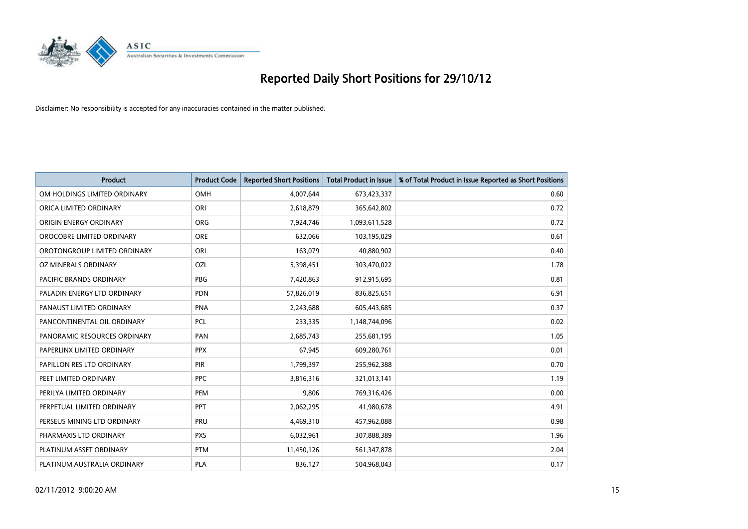# Reported Daily Short Positions for 29/10/12

Disclaimer: No responsibility is accepted for any inaccuracies contained in the matter published.

| Product | Product Code | Reported Short Positions | Total Product in Issue | % of Total Product in Issue Reported as Short Positions |
|---|---|---|---|---|
| OM HOLDINGS LIMITED ORDINARY | OMH | 4,007,644 | 673,423,337 | 0.60 |
| ORICA LIMITED ORDINARY | ORI | 2,618,879 | 365,642,802 | 0.72 |
| ORIGIN ENERGY ORDINARY | ORG | 7,924,746 | 1,093,611,528 | 0.72 |
| OROCOBRE LIMITED ORDINARY | ORE | 632,066 | 103,195,029 | 0.61 |
| OROTONGROUP LIMITED ORDINARY | ORL | 163,079 | 40,880,902 | 0.40 |
| OZ MINERALS ORDINARY | OZL | 5,398,451 | 303,470,022 | 1.78 |
| PACIFIC BRANDS ORDINARY | PBG | 7,420,863 | 912,915,695 | 0.81 |
| PALADIN ENERGY LTD ORDINARY | PDN | 57,826,019 | 836,825,651 | 6.91 |
| PANAUST LIMITED ORDINARY | PNA | 2,243,688 | 605,443,685 | 0.37 |
| PANCONTINENTAL OIL ORDINARY | PCL | 233,335 | 1,148,744,096 | 0.02 |
| PANORAMIC RESOURCES ORDINARY | PAN | 2,685,743 | 255,681,195 | 1.05 |
| PAPERLINX LIMITED ORDINARY | PPX | 67,945 | 609,280,761 | 0.01 |
| PAPILLON RES LTD ORDINARY | PIR | 1,799,397 | 255,962,388 | 0.70 |
| PEET LIMITED ORDINARY | PPC | 3,816,316 | 321,013,141 | 1.19 |
| PERILYA LIMITED ORDINARY | PEM | 9,806 | 769,316,426 | 0.00 |
| PERPETUAL LIMITED ORDINARY | PPT | 2,062,295 | 41,980,678 | 4.91 |
| PERSEUS MINING LTD ORDINARY | PRU | 4,469,310 | 457,962,088 | 0.98 |
| PHARMAXIS LTD ORDINARY | PXS | 6,032,961 | 307,888,389 | 1.96 |
| PLATINUM ASSET ORDINARY | PTM | 11,450,126 | 561,347,878 | 2.04 |
| PLATINUM AUSTRALIA ORDINARY | PLA | 836,127 | 504,968,043 | 0.17 |

02/11/2012 9:00:20 AM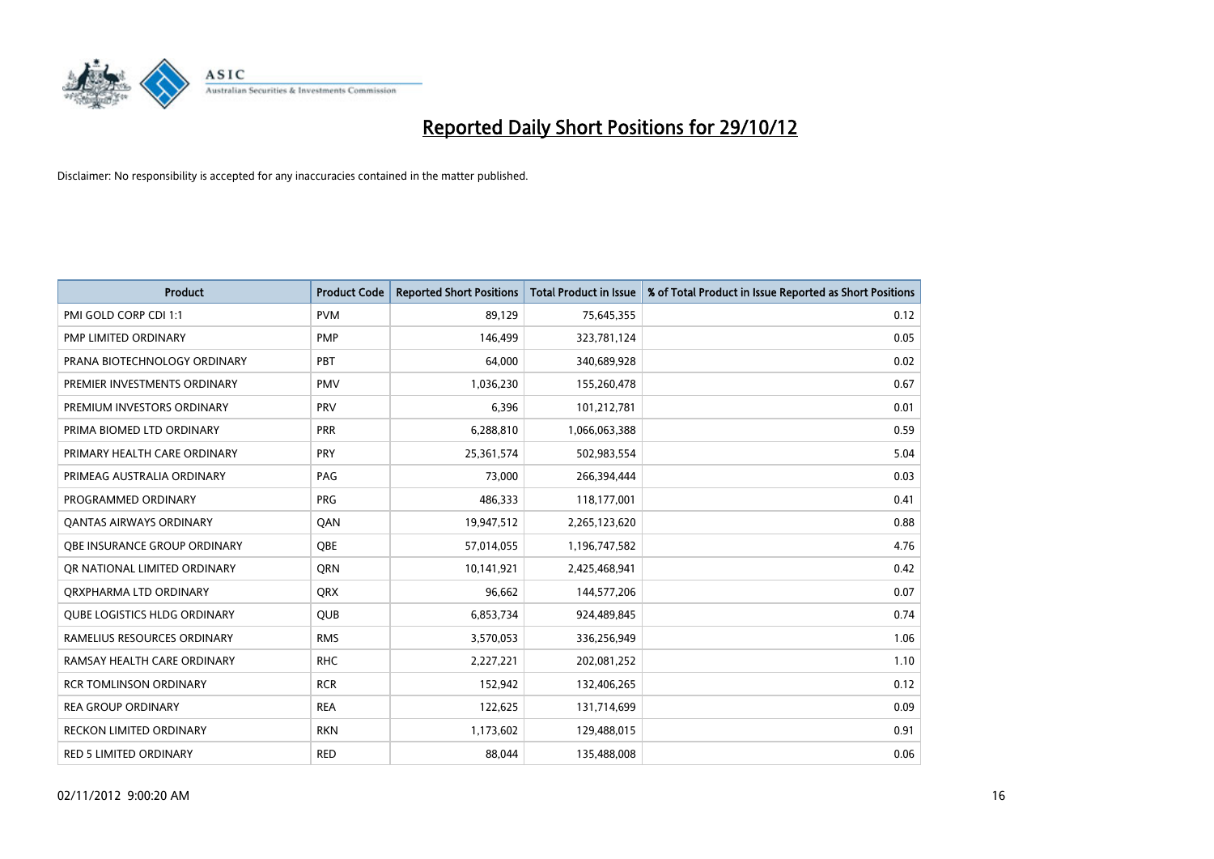# Reported Daily Short Positions for 29/10/12

Disclaimer: No responsibility is accepted for any inaccuracies contained in the matter published.

| Product | Product Code | Reported Short Positions | Total Product in Issue | % of Total Product in Issue Reported as Short Positions |
|---|---|---|---|---|
| PMI GOLD CORP CDI 1:1 | PVM | 89,129 | 75,645,355 | 0.12 |
| PMP LIMITED ORDINARY | PMP | 146,499 | 323,781,124 | 0.05 |
| PRANA BIOTECHNOLOGY ORDINARY | PBT | 64,000 | 340,689,928 | 0.02 |
| PREMIER INVESTMENTS ORDINARY | PMV | 1,036,230 | 155,260,478 | 0.67 |
| PREMIUM INVESTORS ORDINARY | PRV | 6,396 | 101,212,781 | 0.01 |
| PRIMA BIOMED LTD ORDINARY | PRR | 6,288,810 | 1,066,063,388 | 0.59 |
| PRIMARY HEALTH CARE ORDINARY | PRY | 25,361,574 | 502,983,554 | 5.04 |
| PRIMEAG AUSTRALIA ORDINARY | PAG | 73,000 | 266,394,444 | 0.03 |
| PROGRAMMED ORDINARY | PRG | 486,333 | 118,177,001 | 0.41 |
| QANTAS AIRWAYS ORDINARY | QAN | 19,947,512 | 2,265,123,620 | 0.88 |
| QBE INSURANCE GROUP ORDINARY | QBE | 57,014,055 | 1,196,747,582 | 4.76 |
| QR NATIONAL LIMITED ORDINARY | QRN | 10,141,921 | 2,425,468,941 | 0.42 |
| QRXPHARMA LTD ORDINARY | QRX | 96,662 | 144,577,206 | 0.07 |
| QUBE LOGISTICS HLDG ORDINARY | QUB | 6,853,734 | 924,489,845 | 0.74 |
| RAMELIUS RESOURCES ORDINARY | RMS | 3,570,053 | 336,256,949 | 1.06 |
| RAMSAY HEALTH CARE ORDINARY | RHC | 2,227,221 | 202,081,252 | 1.10 |
| RCR TOMLINSON ORDINARY | RCR | 152,942 | 132,406,265 | 0.12 |
| REA GROUP ORDINARY | REA | 122,625 | 131,714,699 | 0.09 |
| RECKON LIMITED ORDINARY | RKN | 1,173,602 | 129,488,015 | 0.91 |
| RED 5 LIMITED ORDINARY | RED | 88,044 | 135,488,008 | 0.06 |

02/11/2012 9:00:20 AM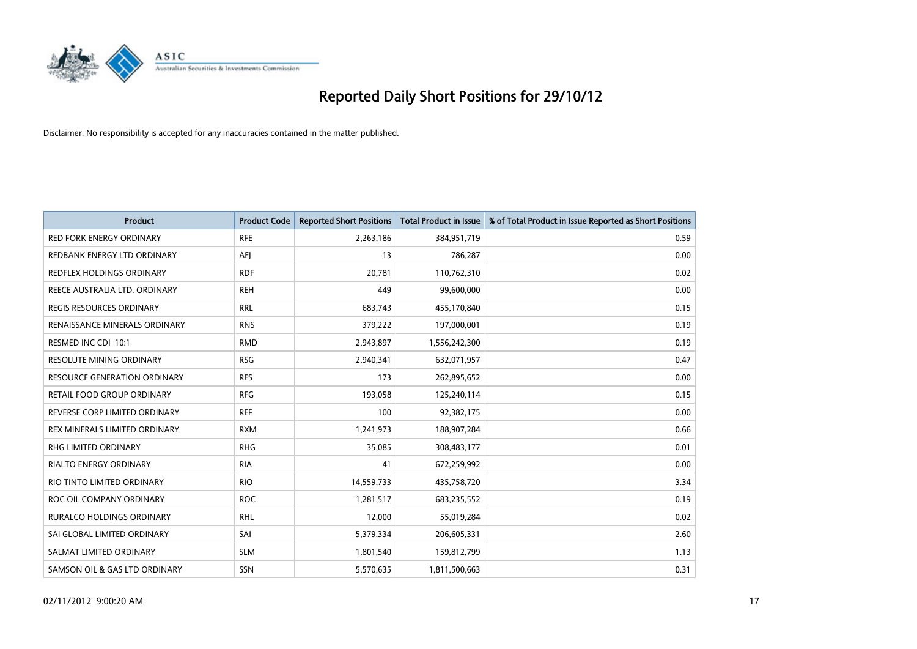# Reported Daily Short Positions for 29/10/12

Disclaimer: No responsibility is accepted for any inaccuracies contained in the matter published.

| Product | Product Code | Reported Short Positions | Total Product in Issue | % of Total Product in Issue Reported as Short Positions |
|---|---|---|---|---|
| RED FORK ENERGY ORDINARY | RFE | 2,263,186 | 384,951,719 | 0.59 |
| REDBANK ENERGY LTD ORDINARY | AEJ | 13 | 786,287 | 0.00 |
| REDFLEX HOLDINGS ORDINARY | RDF | 20,781 | 110,762,310 | 0.02 |
| REECE AUSTRALIA LTD. ORDINARY | REH | 449 | 99,600,000 | 0.00 |
| REGIS RESOURCES ORDINARY | RRL | 683,743 | 455,170,840 | 0.15 |
| RENAISSANCE MINERALS ORDINARY | RNS | 379,222 | 197,000,001 | 0.19 |
| RESMED INC CDI 10:1 | RMD | 2,943,897 | 1,556,242,300 | 0.19 |
| RESOLUTE MINING ORDINARY | RSG | 2,940,341 | 632,071,957 | 0.47 |
| RESOURCE GENERATION ORDINARY | RES | 173 | 262,895,652 | 0.00 |
| RETAIL FOOD GROUP ORDINARY | RFG | 193,058 | 125,240,114 | 0.15 |
| REVERSE CORP LIMITED ORDINARY | REF | 100 | 92,382,175 | 0.00 |
| REX MINERALS LIMITED ORDINARY | RXM | 1,241,973 | 188,907,284 | 0.66 |
| RHG LIMITED ORDINARY | RHG | 35,085 | 308,483,177 | 0.01 |
| RIALTO ENERGY ORDINARY | RIA | 41 | 672,259,992 | 0.00 |
| RIO TINTO LIMITED ORDINARY | RIO | 14,559,733 | 435,758,720 | 3.34 |
| ROC OIL COMPANY ORDINARY | ROC | 1,281,517 | 683,235,552 | 0.19 |
| RURALCO HOLDINGS ORDINARY | RHL | 12,000 | 55,019,284 | 0.02 |
| SAI GLOBAL LIMITED ORDINARY | SAI | 5,379,334 | 206,605,331 | 2.60 |
| SALMAT LIMITED ORDINARY | SLM | 1,801,540 | 159,812,799 | 1.13 |
| SAMSON OIL & GAS LTD ORDINARY | SSN | 5,570,635 | 1,811,500,663 | 0.31 |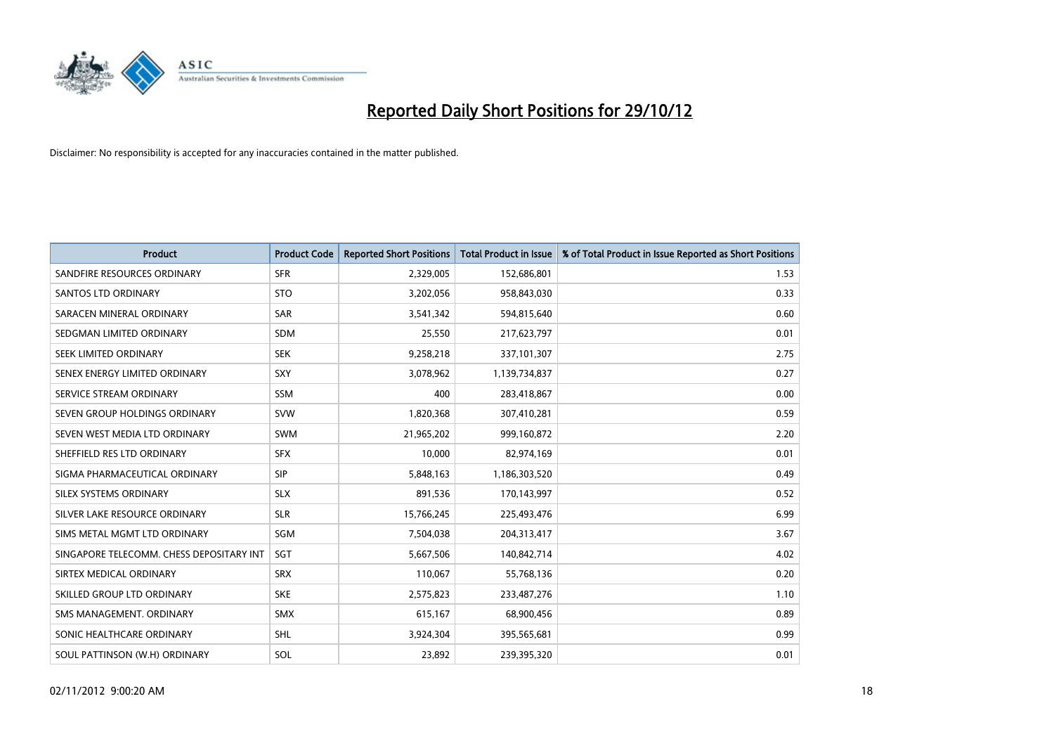# Reported Daily Short Positions for 29/10/12

Disclaimer: No responsibility is accepted for any inaccuracies contained in the matter published.

| Product | Product Code | Reported Short Positions | Total Product in Issue | % of Total Product in Issue Reported as Short Positions |
|---|---|---|---|---|
| SANDFIRE RESOURCES ORDINARY | SFR | 2,329,005 | 152,686,801 | 1.53 |
| SANTOS LTD ORDINARY | STO | 3,202,056 | 958,843,030 | 0.33 |
| SARACEN MINERAL ORDINARY | SAR | 3,541,342 | 594,815,640 | 0.60 |
| SEDGMAN LIMITED ORDINARY | SDM | 25,550 | 217,623,797 | 0.01 |
| SEEK LIMITED ORDINARY | SEK | 9,258,218 | 337,101,307 | 2.75 |
| SENEX ENERGY LIMITED ORDINARY | SXY | 3,078,962 | 1,139,734,837 | 0.27 |
| SERVICE STREAM ORDINARY | SSM | 400 | 283,418,867 | 0.00 |
| SEVEN GROUP HOLDINGS ORDINARY | SVW | 1,820,368 | 307,410,281 | 0.59 |
| SEVEN WEST MEDIA LTD ORDINARY | SWM | 21,965,202 | 999,160,872 | 2.20 |
| SHEFFIELD RES LTD ORDINARY | SFX | 10,000 | 82,974,169 | 0.01 |
| SIGMA PHARMACEUTICAL ORDINARY | SIP | 5,848,163 | 1,186,303,520 | 0.49 |
| SILEX SYSTEMS ORDINARY | SLX | 891,536 | 170,143,997 | 0.52 |
| SILVER LAKE RESOURCE ORDINARY | SLR | 15,766,245 | 225,493,476 | 6.99 |
| SIMS METAL MGMT LTD ORDINARY | SGM | 7,504,038 | 204,313,417 | 3.67 |
| SINGAPORE TELECOMM. CHESS DEPOSITARY INT | SGT | 5,667,506 | 140,842,714 | 4.02 |
| SIRTEX MEDICAL ORDINARY | SRX | 110,067 | 55,768,136 | 0.20 |
| SKILLED GROUP LTD ORDINARY | SKE | 2,575,823 | 233,487,276 | 1.10 |
| SMS MANAGEMENT. ORDINARY | SMX | 615,167 | 68,900,456 | 0.89 |
| SONIC HEALTHCARE ORDINARY | SHL | 3,924,304 | 395,565,681 | 0.99 |
| SOUL PATTINSON (W.H) ORDINARY | SOL | 23,892 | 239,395,320 | 0.01 |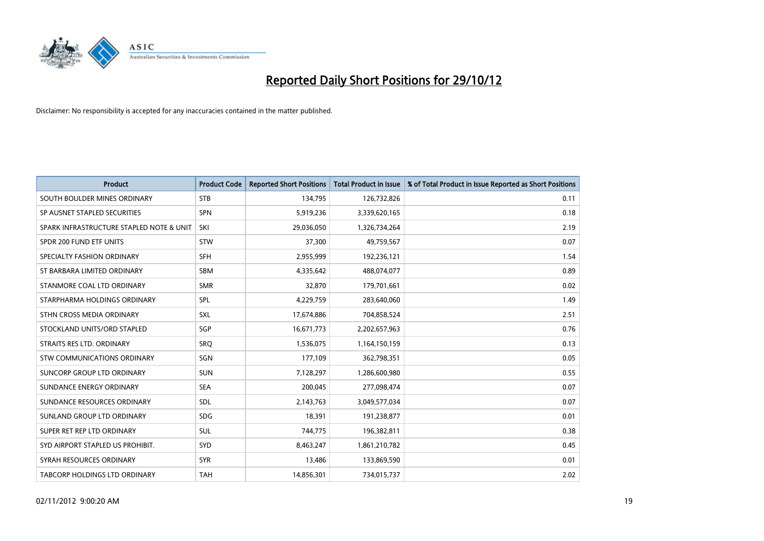# Reported Daily Short Positions for 29/10/12

Disclaimer: No responsibility is accepted for any inaccuracies contained in the matter published.

| Product | Product Code | Reported Short Positions | Total Product in Issue | % of Total Product in Issue Reported as Short Positions |
|---|---|---|---|---|
| SOUTH BOULDER MINES ORDINARY | STB | 134,795 | 126,732,826 | 0.11 |
| SP AUSNET STAPLED SECURITIES | SPN | 5,919,236 | 3,339,620,165 | 0.18 |
| SPARK INFRASTRUCTURE STAPLED NOTE & UNIT | SKI | 29,036,050 | 1,326,734,264 | 2.19 |
| SPDR 200 FUND ETF UNITS | STW | 37,300 | 49,759,567 | 0.07 |
| SPECIALTY FASHION ORDINARY | SFH | 2,955,999 | 192,236,121 | 1.54 |
| ST BARBARA LIMITED ORDINARY | SBM | 4,335,642 | 488,074,077 | 0.89 |
| STANMORE COAL LTD ORDINARY | SMR | 32,870 | 179,701,661 | 0.02 |
| STARPHARMA HOLDINGS ORDINARY | SPL | 4,229,759 | 283,640,060 | 1.49 |
| STHN CROSS MEDIA ORDINARY | SXL | 17,674,886 | 704,858,524 | 2.51 |
| STOCKLAND UNITS/ORD STAPLED | SGP | 16,671,773 | 2,202,657,963 | 0.76 |
| STRAITS RES LTD. ORDINARY | SRQ | 1,536,075 | 1,164,150,159 | 0.13 |
| STW COMMUNICATIONS ORDINARY | SGN | 177,109 | 362,798,351 | 0.05 |
| SUNCORP GROUP LTD ORDINARY | SUN | 7,128,297 | 1,286,600,980 | 0.55 |
| SUNDANCE ENERGY ORDINARY | SEA | 200,045 | 277,098,474 | 0.07 |
| SUNDANCE RESOURCES ORDINARY | SDL | 2,143,763 | 3,049,577,034 | 0.07 |
| SUNLAND GROUP LTD ORDINARY | SDG | 18,391 | 191,238,877 | 0.01 |
| SUPER RET REP LTD ORDINARY | SUL | 744,775 | 196,382,811 | 0.38 |
| SYD AIRPORT STAPLED US PROHIBIT. | SYD | 8,463,247 | 1,861,210,782 | 0.45 |
| SYRAH RESOURCES ORDINARY | SYR | 13,486 | 133,869,590 | 0.01 |
| TABCORP HOLDINGS LTD ORDINARY | TAH | 14,856,301 | 734,015,737 | 2.02 |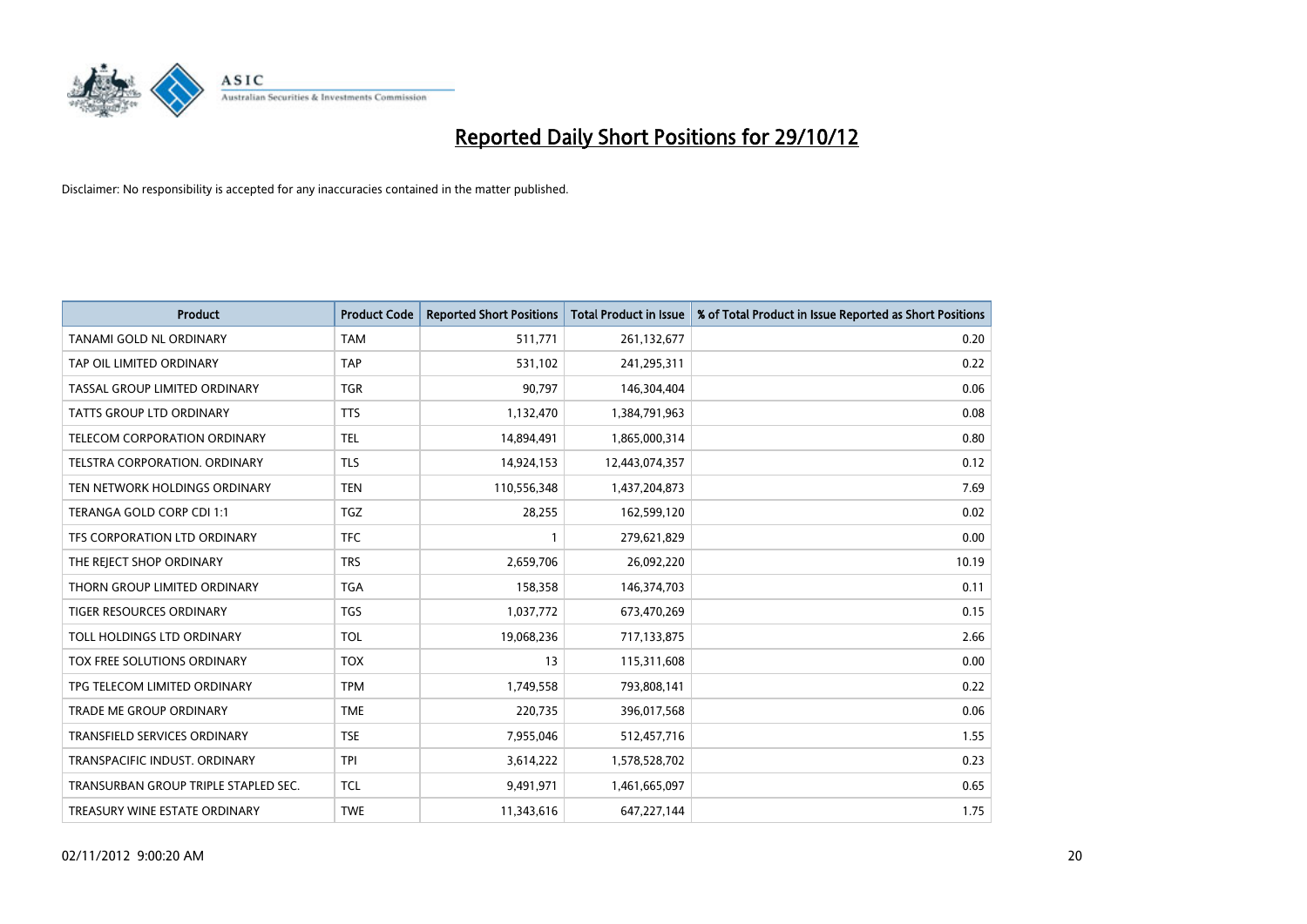# Reported Daily Short Positions for 29/10/12

Disclaimer: No responsibility is accepted for any inaccuracies contained in the matter published.

| Product | Product Code | Reported Short Positions | Total Product in Issue | % of Total Product in Issue Reported as Short Positions |
|---|---|---|---|---|
| TANAMI GOLD NL ORDINARY | TAM | 511,771 | 261,132,677 | 0.20 |
| TAP OIL LIMITED ORDINARY | TAP | 531,102 | 241,295,311 | 0.22 |
| TASSAL GROUP LIMITED ORDINARY | TGR | 90,797 | 146,304,404 | 0.06 |
| TATTS GROUP LTD ORDINARY | TTS | 1,132,470 | 1,384,791,963 | 0.08 |
| TELECOM CORPORATION ORDINARY | TEL | 14,894,491 | 1,865,000,314 | 0.80 |
| TELSTRA CORPORATION. ORDINARY | TLS | 14,924,153 | 12,443,074,357 | 0.12 |
| TEN NETWORK HOLDINGS ORDINARY | TEN | 110,556,348 | 1,437,204,873 | 7.69 |
| TERANGA GOLD CORP CDI 1:1 | TGZ | 28,255 | 162,599,120 | 0.02 |
| TFS CORPORATION LTD ORDINARY | TFC | 1 | 279,621,829 | 0.00 |
| THE REJECT SHOP ORDINARY | TRS | 2,659,706 | 26,092,220 | 10.19 |
| THORN GROUP LIMITED ORDINARY | TGA | 158,358 | 146,374,703 | 0.11 |
| TIGER RESOURCES ORDINARY | TGS | 1,037,772 | 673,470,269 | 0.15 |
| TOLL HOLDINGS LTD ORDINARY | TOL | 19,068,236 | 717,133,875 | 2.66 |
| TOX FREE SOLUTIONS ORDINARY | TOX | 13 | 115,311,608 | 0.00 |
| TPG TELECOM LIMITED ORDINARY | TPM | 1,749,558 | 793,808,141 | 0.22 |
| TRADE ME GROUP ORDINARY | TME | 220,735 | 396,017,568 | 0.06 |
| TRANSFIELD SERVICES ORDINARY | TSE | 7,955,046 | 512,457,716 | 1.55 |
| TRANSPACIFIC INDUST. ORDINARY | TPI | 3,614,222 | 1,578,528,702 | 0.23 |
| TRANSURBAN GROUP TRIPLE STAPLED SEC. | TCL | 9,491,971 | 1,461,665,097 | 0.65 |
| TREASURY WINE ESTATE ORDINARY | TWE | 11,343,616 | 647,227,144 | 1.75 |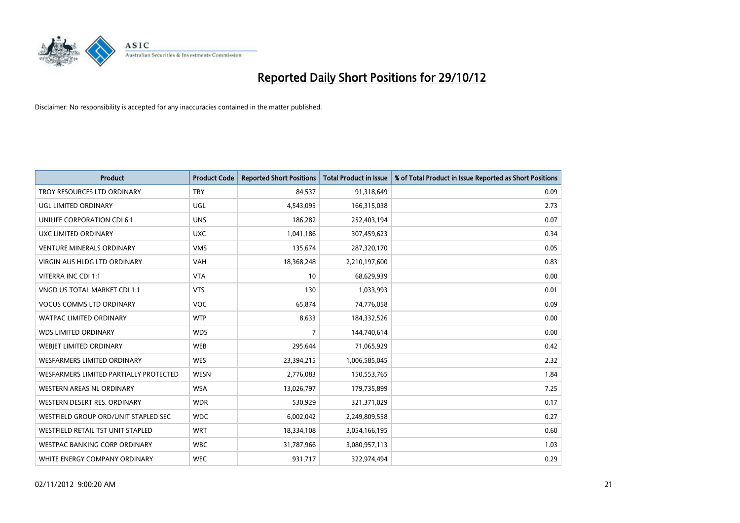# Reported Daily Short Positions for 29/10/12

Disclaimer: No responsibility is accepted for any inaccuracies contained in the matter published.

| Product | Product Code | Reported Short Positions | Total Product in Issue | % of Total Product in Issue Reported as Short Positions |
|---|---|---|---|---|
| TROY RESOURCES LTD ORDINARY | TRY | 84,537 | 91,318,649 | 0.09 |
| UGL LIMITED ORDINARY | UGL | 4,543,095 | 166,315,038 | 2.73 |
| UNILIFE CORPORATION CDI 6:1 | UNS | 186,282 | 252,403,194 | 0.07 |
| UXC LIMITED ORDINARY | UXC | 1,041,186 | 307,459,623 | 0.34 |
| VENTURE MINERALS ORDINARY | VMS | 135,674 | 287,320,170 | 0.05 |
| VIRGIN AUS HLDG LTD ORDINARY | VAH | 18,368,248 | 2,210,197,600 | 0.83 |
| VITERRA INC CDI 1:1 | VTA | 10 | 68,629,939 | 0.00 |
| VNGD US TOTAL MARKET CDI 1:1 | VTS | 130 | 1,033,993 | 0.01 |
| VOCUS COMMS LTD ORDINARY | VOC | 65,874 | 74,776,058 | 0.09 |
| WATPAC LIMITED ORDINARY | WTP | 8,633 | 184,332,526 | 0.00 |
| WDS LIMITED ORDINARY | WDS | 7 | 144,740,614 | 0.00 |
| WEBJET LIMITED ORDINARY | WEB | 295,644 | 71,065,929 | 0.42 |
| WESFARMERS LIMITED ORDINARY | WES | 23,394,215 | 1,006,585,045 | 2.32 |
| WESFARMERS LIMITED PARTIALLY PROTECTED | WESN | 2,776,083 | 150,553,765 | 1.84 |
| WESTERN AREAS NL ORDINARY | WSA | 13,026,797 | 179,735,899 | 7.25 |
| WESTERN DESERT RES. ORDINARY | WDR | 530,929 | 321,371,029 | 0.17 |
| WESTFIELD GROUP ORD/UNIT STAPLED SEC | WDC | 6,002,042 | 2,249,809,558 | 0.27 |
| WESTFIELD RETAIL TST UNIT STAPLED | WRT | 18,334,108 | 3,054,166,195 | 0.60 |
| WESTPAC BANKING CORP ORDINARY | WBC | 31,787,966 | 3,080,957,113 | 1.03 |
| WHITE ENERGY COMPANY ORDINARY | WEC | 931,717 | 322,974,494 | 0.29 |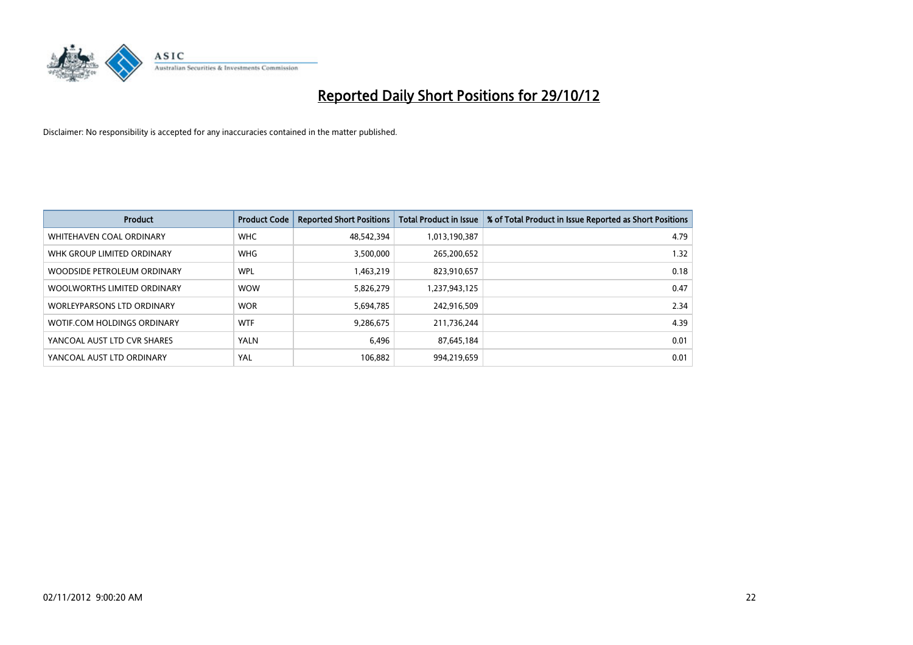# Reported Daily Short Positions for 29/10/12

Disclaimer: No responsibility is accepted for any inaccuracies contained in the matter published.

| Product | Product Code | Reported Short Positions | Total Product in Issue | % of Total Product in Issue Reported as Short Positions |
|---|---|---|---|---|
| WHITEHAVEN COAL ORDINARY | WHC | 48,542,394 | 1,013,190,387 | 4.79 |
| WHK GROUP LIMITED ORDINARY | WHG | 3,500,000 | 265,200,652 | 1.32 |
| WOODSIDE PETROLEUM ORDINARY | WPL | 1,463,219 | 823,910,657 | 0.18 |
| WOOLWORTHS LIMITED ORDINARY | WOW | 5,826,279 | 1,237,943,125 | 0.47 |
| WORLEYPARSONS LTD ORDINARY | WOR | 5,694,785 | 242,916,509 | 2.34 |
| WOTIF.COM HOLDINGS ORDINARY | WTF | 9,286,675 | 211,736,244 | 4.39 |
| YANCOAL AUST LTD CVR SHARES | YALN | 6,496 | 87,645,184 | 0.01 |
| YANCOAL AUST LTD ORDINARY | YAL | 106,882 | 994,219,659 | 0.01 |